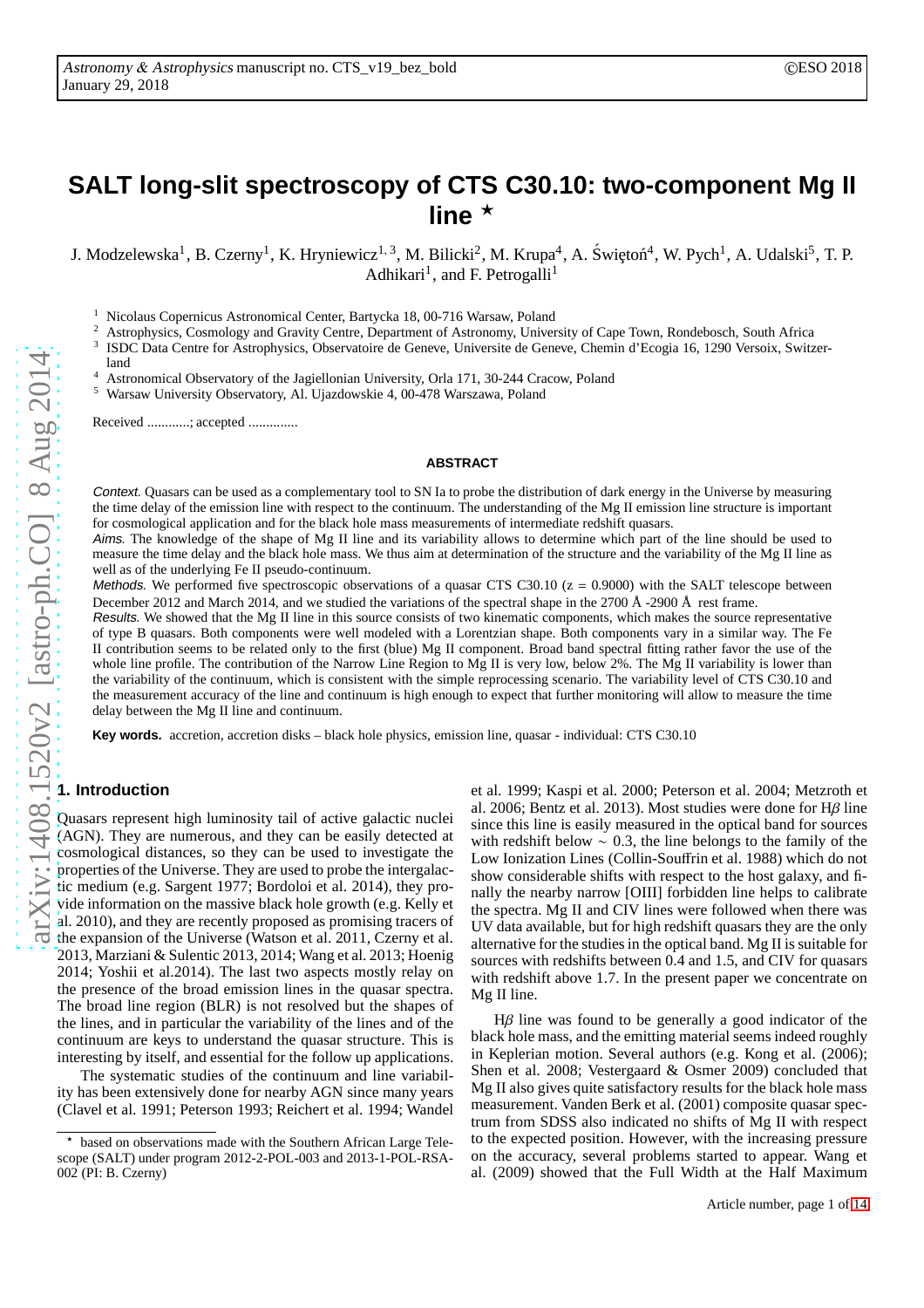# SALT long-slit spectroscopy of CTS C30.10: two-component Mg II line ⋆

J. Modzelewska[1], B. Czerny[1], K. Hryniewicz[1,3], M. Bilicki[2], M. Krupa[4], A. Świętoń[4], W. Pych[1], A. Udalski[5], T. P. Adhikari[1], and F. Petrogalli[1]

[1] Nicolaus Copernicus Astronomical Center, Bartycka 18, 00-716 Warsaw, Poland
[2] Astrophysics, Cosmology and Gravity Centre, Department of Astronomy, University of Cape Town, Rondebosch, South Africa
[3] ISDC Data Centre for Astrophysics, Observatoire de Geneve, Universite de Geneve, Chemin d'Ecogia 16, 1290 Versoix, Switzerland
[4] Astronomical Observatory of the Jagiellonian University, Orla 171, 30-244 Cracow, Poland
[5] Warsaw University Observatory, Al. Ujazdowskie 4, 00-478 Warszawa, Poland

Received ............; accepted ..............

## ABSTRACT

*Context.* Quasars can be used as a complementary tool to SN Ia to probe the distribution of dark energy in the Universe by measuring the time delay of the emission line with respect to the continuum. The understanding of the Mg II emission line structure is important for cosmological application and for the black hole mass measurements of intermediate redshift quasars.

*Aims.* The knowledge of the shape of Mg II line and its variability allows to determine which part of the line should be used to measure the time delay and the black hole mass. We thus aim at determination of the structure and the variability of the Mg II line as well as of the underlying Fe II pseudo-continuum.

*Methods.* We performed five spectroscopic observations of a quasar CTS C30.10 ($z = 0.9000$) with the SALT telescope between December 2012 and March 2014, and we studied the variations of the spectral shape in the 2700 Å -2900 Å rest frame.

*Results.* We showed that the Mg II line in this source consists of two kinematic components, which makes the source representative of type B quasars. Both components were well modeled with a Lorentzian shape. Both components vary in a similar way. The Fe II contribution seems to be related only to the first (blue) Mg II component. Broad band spectral fitting rather favor the use of the whole line profile. The contribution of the Narrow Line Region to Mg II is very low, below 2%. The Mg II variability is lower than the variability of the continuum, which is consistent with the simple reprocessing scenario. The variability level of CTS C30.10 and the measurement accuracy of the line and continuum is high enough to expect that further monitoring will allow to measure the time delay between the Mg II line and continuum.

**Key words.** accretion, accretion disks – black hole physics, emission line, quasar - individual: CTS C30.10

## 1. Introduction

Quasars represent high luminosity tail of active galactic nuclei (AGN). They are numerous, and they can be easily detected at cosmological distances, so they can be used to investigate the properties of the Universe. They are used to probe the intergalactic medium (e.g. Sargent 1977; Bordoloi et al. 2014), they provide information on the massive black hole growth (e.g. Kelly et al. 2010), and they are recently proposed as promising tracers of the expansion of the Universe (Watson et al. 2011, Czerny et al. 2013, Marziani & Sulentic 2013, 2014; Wang et al. 2013; Hoenig 2014; Yoshii et al.2014). The last two aspects mostly relay on the presence of the broad emission lines in the quasar spectra. The broad line region (BLR) is not resolved but the shapes of the lines, and in particular the variability of the lines and of the continuum are keys to understand the quasar structure. This is interesting by itself, and essential for the follow up applications.

The systematic studies of the continuum and line variability has been extensively done for nearby AGN since many years (Clavel et al. 1991; Peterson 1993; Reichert et al. 1994; Wandel et al. 1999; Kaspi et al. 2000; Peterson et al. 2004; Metzroth et al. 2006; Bentz et al. 2013). Most studies were done for H$\beta$ line since this line is easily measured in the optical band for sources with redshift below $\sim 0.3$, the line belongs to the family of the Low Ionization Lines (Collin-Souffrin et al. 1988) which do not show considerable shifts with respect to the host galaxy, and finally the nearby narrow [OIII] forbidden line helps to calibrate the spectra. Mg II and CIV lines were followed when there was UV data available, but for high redshift quasars they are the only alternative for the studies in the optical band. Mg II is suitable for sources with redshifts between 0.4 and 1.5, and CIV for quasars with redshift above 1.7. In the present paper we concentrate on Mg II line.

H$\beta$ line was found to be generally a good indicator of the black hole mass, and the emitting material seems indeed roughly in Keplerian motion. Several authors (e.g. Kong et al. (2006); Shen et al. 2008; Vestergaard & Osmer 2009) concluded that Mg II also gives quite satisfactory results for the black hole mass measurement. Vanden Berk et al. (2001) composite quasar spectrum from SDSS also indicated no shifts of Mg II with respect to the expected position. However, with the increasing pressure on the accuracy, several problems started to appear. Wang et al. (2009) showed that the Full Width at the Half Maximum

⋆ based on observations made with the Southern African Large Telescope (SALT) under program 2012-2-POL-003 and 2013-1-POL-RSA-002 (PI: B. Czerny)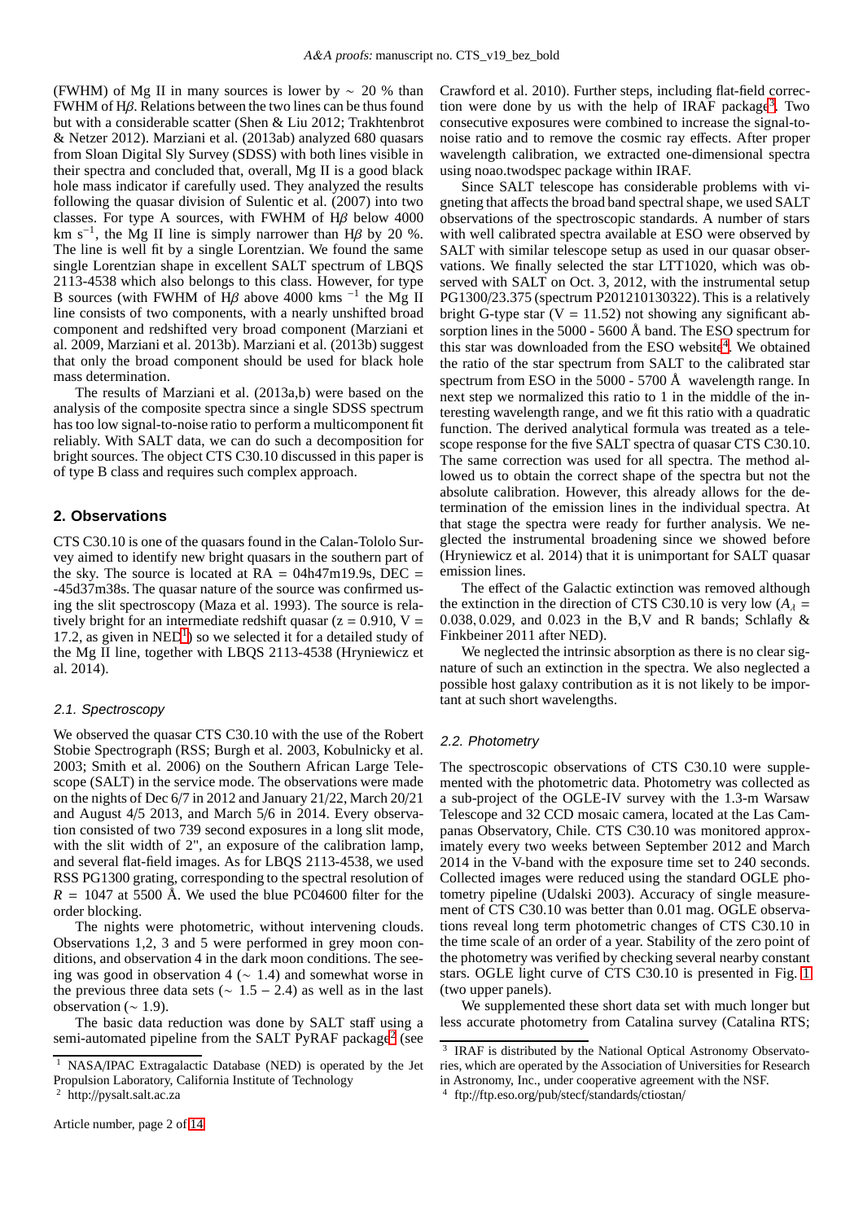(FWHM) of Mg II in many sources is lower by ∼ 20 % than FWHM of H$\beta$. Relations between the two lines can be thus found but with a considerable scatter (Shen & Liu 2012; Trakhtenbrot & Netzer 2012). Marziani et al. (2013ab) analyzed 680 quasars from Sloan Digital Sly Survey (SDSS) with both lines visible in their spectra and concluded that, overall, Mg II is a good black hole mass indicator if carefully used. They analyzed the results following the quasar division of Sulentic et al. (2007) into two classes. For type A sources, with FWHM of H$\beta$ below 4000 km s$^{-1}$, the Mg II line is simply narrower than H$\beta$ by 20 %. The line is well fit by a single Lorentzian. We found the same single Lorentzian shape in excellent SALT spectrum of LBQS 2113-4538 which also belongs to this class. However, for type B sources (with FWHM of H$\beta$ above 4000 kms $^{-1}$ the Mg II line consists of two components, with a nearly unshifted broad component and redshifted very broad component (Marziani et al. 2009, Marziani et al. 2013b). Marziani et al. (2013b) suggest that only the broad component should be used for black hole mass determination.

The results of Marziani et al. (2013a,b) were based on the analysis of the composite spectra since a single SDSS spectrum has too low signal-to-noise ratio to perform a multicomponent fit reliably. With SALT data, we can do such a decomposition for bright sources. The object CTS C30.10 discussed in this paper is of type B class and requires such complex approach.

## 2. Observations

CTS C30.10 is one of the quasars found in the Calan-Tololo Survey aimed to identify new bright quasars in the southern part of the sky. The source is located at RA = 04h47m19.9s, DEC = -45d37m38s. The quasar nature of the source was confirmed using the slit spectroscopy (Maza et al. 1993). The source is relatively bright for an intermediate redshift quasar (z = 0.910, V = 17.2, as given in NED[1]) so we selected it for a detailed study of the Mg II line, together with LBQS 2113-4538 (Hryniewicz et al. 2014).

### 2.1. Spectroscopy

We observed the quasar CTS C30.10 with the use of the Robert Stobie Spectrograph (RSS; Burgh et al. 2003, Kobulnicky et al. 2003; Smith et al. 2006) on the Southern African Large Telescope (SALT) in the service mode. The observations were made on the nights of Dec 6/7 in 2012 and January 21/22, March 20/21 and August 4/5 2013, and March 5/6 in 2014. Every observation consisted of two 739 second exposures in a long slit mode, with the slit width of 2", an exposure of the calibration lamp, and several flat-field images. As for LBQS 2113-4538, we used RSS PG1300 grating, corresponding to the spectral resolution of $R$ = 1047 at 5500 Å. We used the blue PC04600 filter for the order blocking.

The nights were photometric, without intervening clouds. Observations 1,2, 3 and 5 were performed in grey moon conditions, and observation 4 in the dark moon conditions. The seeing was good in observation 4 (∼ 1.4) and somewhat worse in the previous three data sets (∼ 1.5 − 2.4) as well as in the last observation (∼ 1.9).

The basic data reduction was done by SALT staff using a semi-automated pipeline from the SALT PyRAF package[2] (see Crawford et al. 2010). Further steps, including flat-field correction were done by us with the help of IRAF package[3]. Two consecutive exposures were combined to increase the signal-to-noise ratio and to remove the cosmic ray effects. After proper wavelength calibration, we extracted one-dimensional spectra using noao.twodspec package within IRAF.

Since SALT telescope has considerable problems with vignetting that affects the broad band spectral shape, we used SALT observations of the spectroscopic standards. A number of stars with well calibrated spectra available at ESO were observed by SALT with similar telescope setup as used in our quasar observations. We finally selected the star LTT1020, which was observed with SALT on Oct. 3, 2012, with the instrumental setup PG1300/23.375 (spectrum P201210130322). This is a relatively bright G-type star (V = 11.52) not showing any significant absorption lines in the 5000 - 5600 Å band. The ESO spectrum for this star was downloaded from the ESO website[4]. We obtained the ratio of the star spectrum from SALT to the calibrated star spectrum from ESO in the 5000 - 5700 Å wavelength range. In next step we normalized this ratio to 1 in the middle of the interesting wavelength range, and we fit this ratio with a quadratic function. The derived analytical formula was treated as a telescope response for the five SALT spectra of quasar CTS C30.10. The same correction was used for all spectra. The method allowed us to obtain the correct shape of the spectra but not the absolute calibration. However, this already allows for the determination of the emission lines in the individual spectra. At that stage the spectra were ready for further analysis. We neglected the instrumental broadening since we showed before (Hryniewicz et al. 2014) that it is unimportant for SALT quasar emission lines.

The effect of the Galactic extinction was removed although the extinction in the direction of CTS C30.10 is very low ($A_\lambda$ = 0.038, 0.029, and 0.023 in the B,V and R bands; Schlafly & Finkbeiner 2011 after NED).

We neglected the intrinsic absorption as there is no clear signature of such an extinction in the spectra. We also neglected a possible host galaxy contribution as it is not likely to be important at such short wavelengths.

### 2.2. Photometry

The spectroscopic observations of CTS C30.10 were supplemented with the photometric data. Photometry was collected as a sub-project of the OGLE-IV survey with the 1.3-m Warsaw Telescope and 32 CCD mosaic camera, located at the Las Campanas Observatory, Chile. CTS C30.10 was monitored approximately every two weeks between September 2012 and March 2014 in the V-band with the exposure time set to 240 seconds. Collected images were reduced using the standard OGLE photometry pipeline (Udalski 2003). Accuracy of single measurement of CTS C30.10 was better than 0.01 mag. OGLE observations reveal long term photometric changes of CTS C30.10 in the time scale of an order of a year. Stability of the zero point of the photometry was verified by checking several nearby constant stars. OGLE light curve of CTS C30.10 is presented in Fig. 1 (two upper panels).

We supplemented these short data set with much longer but less accurate photometry from Catalina survey (Catalina RTS;

[1] NASA/IPAC Extragalactic Database (NED) is operated by the Jet Propulsion Laboratory, California Institute of Technology

[2] http://pysalt.salt.ac.za

[3] IRAF is distributed by the National Optical Astronomy Observatories, which are operated by the Association of Universities for Research in Astronomy, Inc., under cooperative agreement with the NSF.

[4] ftp://ftp.eso.org/pub/stecf/standards/ctiostan/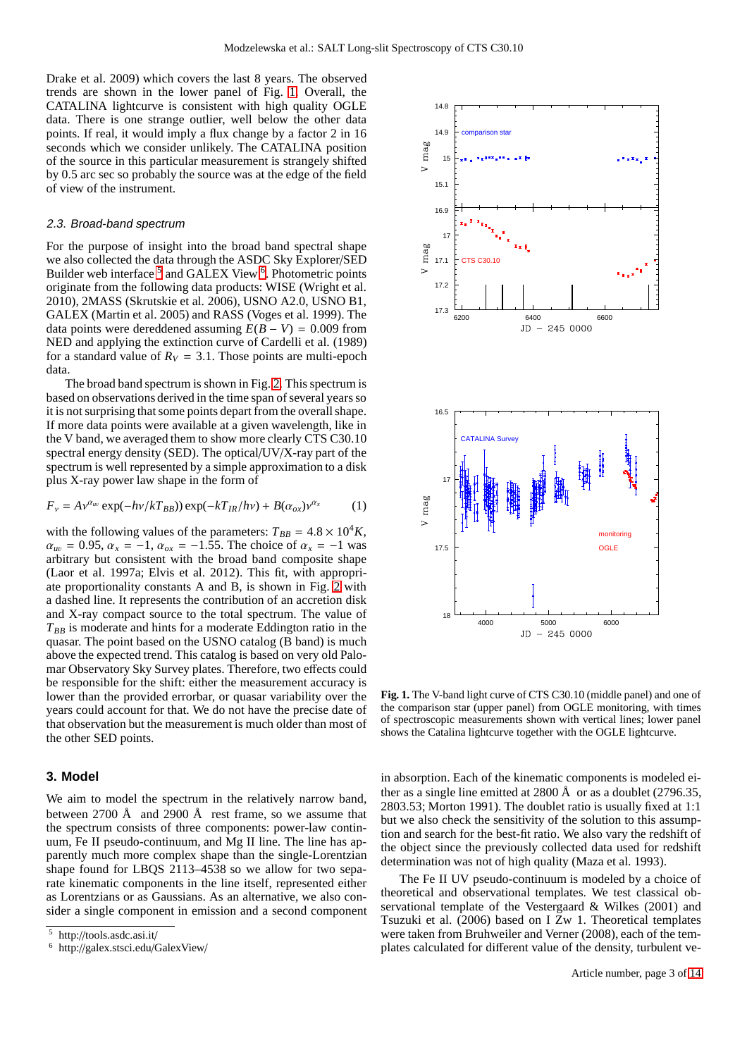Drake et al. 2009) which covers the last 8 years. The observed trends are shown in the lower panel of Fig. 1. Overall, the CATALINA lightcurve is consistent with high quality OGLE data. There is one strange outlier, well below the other data points. If real, it would imply a flux change by a factor 2 in 16 seconds which we consider unlikely. The CATALINA position of the source in this particular measurement is strangely shifted by 0.5 arc sec so probably the source was at the edge of the field of view of the instrument.

### 2.3. Broad-band spectrum

For the purpose of insight into the broad band spectral shape we also collected the data through the ASDC Sky Explorer/SED Builder web interface [5] and GALEX View [6]. Photometric points originate from the following data products: WISE (Wright et al. 2010), 2MASS (Skrutskie et al. 2006), USNO A2.0, USNO B1, GALEX (Martin et al. 2005) and RASS (Voges et al. 1999). The data points were dereddened assuming $E(B-V) = 0.009$ from NED and applying the extinction curve of Cardelli et al. (1989) for a standard value of $R_V = 3.1$. Those points are multi-epoch data.

The broad band spectrum is shown in Fig. 2. This spectrum is based on observations derived in the time span of several years so it is not surprising that some points depart from the overall shape. If more data points were available at a given wavelength, like in the V band, we averaged them to show more clearly CTS C30.10 spectral energy density (SED). The optical/UV/X-ray part of the spectrum is well represented by a simple approximation to a disk plus X-ray power law shape in the form of

$$F_\nu = A\nu^{\alpha_{uv}} \exp(-h\nu/kT_{BB})) \exp(-kT_{IR}/h\nu) + B(\alpha_{ox})\nu^{\alpha_x} \quad (1)$$

with the following values of the parameters: $T_{BB} = 4.8 \times 10^4 K$, $\alpha_{uv} = 0.95$, $\alpha_x = -1$, $\alpha_{ox} = -1.55$. The choice of $\alpha_x = -1$ was arbitrary but consistent with the broad band composite shape (Laor et al. 1997a; Elvis et al. 2012). This fit, with appropriate proportionality constants A and B, is shown in Fig. 2 with a dashed line. It represents the contribution of an accretion disk and X-ray compact source to the total spectrum. The value of $T_{BB}$ is moderate and hints for a moderate Eddington ratio in the quasar. The point based on the USNO catalog (B band) is much above the expected trend. This catalog is based on very old Palomar Observatory Sky Survey plates. Therefore, two effects could be responsible for the shift: either the measurement accuracy is lower than the provided errorbar, or quasar variability over the years could account for that. We do not have the precise date of that observation but the measurement is much older than most of the other SED points.

## 3. Model

We aim to model the spectrum in the relatively narrow band, between 2700 Å and 2900 Å rest frame, so we assume that the spectrum consists of three components: power-law continuum, Fe II pseudo-continuum, and Mg II line. The line has apparently much more complex shape than the single-Lorentzian shape found for LBQS 2113–4538 so we allow for two separate kinematic components in the line itself, represented either as Lorentzians or as Gaussians. As an alternative, we also consider a single component in emission and a second component in absorption. Each of the kinematic components is modeled either as a single line emitted at 2800 Å or as a doublet (2796.35, 2803.53; Morton 1991). The doublet ratio is usually fixed at 1:1 but we also check the sensitivity of the solution to this assumption and search for the best-fit ratio. We also vary the redshift of the object since the previously collected data used for redshift determination was not of high quality (Maza et al. 1993).

The Fe II UV pseudo-continuum is modeled by a choice of theoretical and observational templates. We test classical observational template of the Vestergaard & Wilkes (2001) and Tsuzuki et al. (2006) based on I Zw 1. Theoretical templates were taken from Bruhweiler and Verner (2008), each of the templates calculated for different value of the density, turbulent ve-

[5] http://tools.asdc.asi.it/

[6] http://galex.stsci.edu/GalexView/

**Fig. 1.** The V-band light curve of CTS C30.10 (middle panel) and one of the comparison star (upper panel) from OGLE monitoring, with times of spectroscopic measurements shown with vertical lines; lower panel shows the Catalina lightcurve together with the OGLE lightcurve.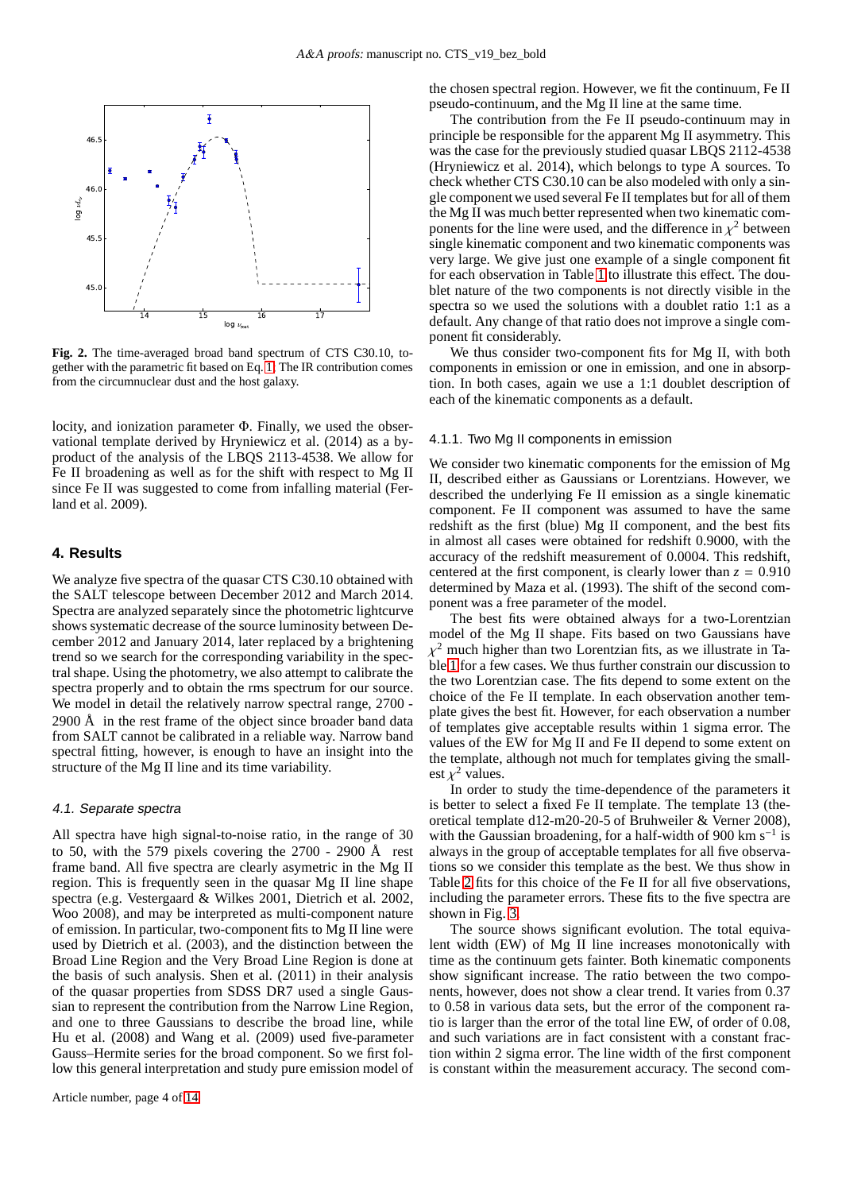**Fig. 2.** The time-averaged broad band spectrum of CTS C30.10, together with the parametric fit based on Eq. 1. The IR contribution comes from the circumnuclear dust and the host galaxy.

locity, and ionization parameter Φ. Finally, we used the observational template derived by Hryniewicz et al. (2014) as a by-product of the analysis of the LBQS 2113-4538. We allow for Fe II broadening as well as for the shift with respect to Mg II since Fe II was suggested to come from infalling material (Ferland et al. 2009).

## 4. Results

We analyze five spectra of the quasar CTS C30.10 obtained with the SALT telescope between December 2012 and March 2014. Spectra are analyzed separately since the photometric lightcurve shows systematic decrease of the source luminosity between December 2012 and January 2014, later replaced by a brightening trend so we search for the corresponding variability in the spectral shape. Using the photometry, we also attempt to calibrate the spectra properly and to obtain the rms spectrum for our source. We model in detail the relatively narrow spectral range, 2700 - 2900 Å in the rest frame of the object since broader band data from SALT cannot be calibrated in a reliable way. Narrow band spectral fitting, however, is enough to have an insight into the structure of the Mg II line and its time variability.

### 4.1. Separate spectra

All spectra have high signal-to-noise ratio, in the range of 30 to 50, with the 579 pixels covering the 2700 - 2900 Å rest frame band. All five spectra are clearly asymmetric in the Mg II region. This is frequently seen in the quasar Mg II line shape spectra (e.g. Vestergaard & Wilkes 2001, Dietrich et al. 2002, Woo 2008), and may be interpreted as multi-component nature of emission. In particular, two-component fits to Mg II line were used by Dietrich et al. (2003), and the distinction between the Broad Line Region and the Very Broad Line Region is done at the basis of such analysis. Shen et al. (2011) in their analysis of the quasar properties from SDSS DR7 used a single Gaussian to represent the contribution from the Narrow Line Region, and one to three Gaussians to describe the broad line, while Hu et al. (2008) and Wang et al. (2009) used five-parameter Gauss–Hermite series for the broad component. So we first follow this general interpretation and study pure emission model of the chosen spectral region. However, we fit the continuum, Fe II pseudo-continuum, and the Mg II line at the same time.

The contribution from the Fe II pseudo-continuum may in principle be responsible for the apparent Mg II asymmetry. This was the case for the previously studied quasar LBQS 2112-4538 (Hryniewicz et al. 2014), which belongs to type A sources. To check whether CTS C30.10 can be also modeled with only a single component we used several Fe II templates but for all of them the Mg II was much better represented when two kinematic components for the line were used, and the difference in $\chi^2$ between single kinematic component and two kinematic components was very large. We give just one example of a single component fit for each observation in Table 1 to illustrate this effect. The doublet nature of the two components is not directly visible in the spectra so we used the solutions with a doublet ratio 1:1 as a default. Any change of that ratio does not improve a single component fit considerably.

We thus consider two-component fits for Mg II, with both components in emission or one in emission, and one in absorption. In both cases, again we use a 1:1 doublet description of each of the kinematic components as a default.

#### 4.1.1. Two Mg II components in emission

We consider two kinematic components for the emission of Mg II, described either as Gaussians or Lorentzians. However, we described the underlying Fe II emission as a single kinematic component. Fe II component was assumed to have the same redshift as the first (blue) Mg II component, and the best fits in almost all cases were obtained for redshift 0.9000, with the accuracy of the redshift measurement of 0.0004. This redshift, centered at the first component, is clearly lower than $z = 0.910$ determined by Maza et al. (1993). The shift of the second component was a free parameter of the model.

The best fits were obtained always for a two-Lorentzian model of the Mg II shape. Fits based on two Gaussians have $\chi^2$ much higher than two Lorentzian fits, as we illustrate in Table 1 for a few cases. We thus further constrain our discussion to the two Lorentzian case. The fits depend to some extent on the choice of the Fe II template. In each observation another template gives the best fit. However, for each observation a number of templates give acceptable results within 1 sigma error. The values of the EW for Mg II and Fe II depend to some extent on the template, although not much for templates giving the smallest $\chi^2$ values.

In order to study the time-dependence of the parameters it is better to select a fixed Fe II template. The template 13 (theoretical template d12-m20-20-5 of Bruhweiler & Verner 2008), with the Gaussian broadening, for a half-width of 900 km s$^{-1}$ is always in the group of acceptable templates for all five observations so we consider this template as the best. We thus show in Table 2 fits for this choice of the Fe II for all five observations, including the parameter errors. These fits to the five spectra are shown in Fig. 3.

The source shows significant evolution. The total equivalent width (EW) of Mg II line increases monotonically with time as the continuum gets fainter. Both kinematic components show significant increase. The ratio between the two components, however, does not show a clear trend. It varies from 0.37 to 0.58 in various data sets, but the error of the component ratio is larger than the error of the total line EW, of order of 0.08, and such variations are in fact consistent with a constant fraction within 2 sigma error. The line width of the first component is constant within the measurement accuracy. The second com-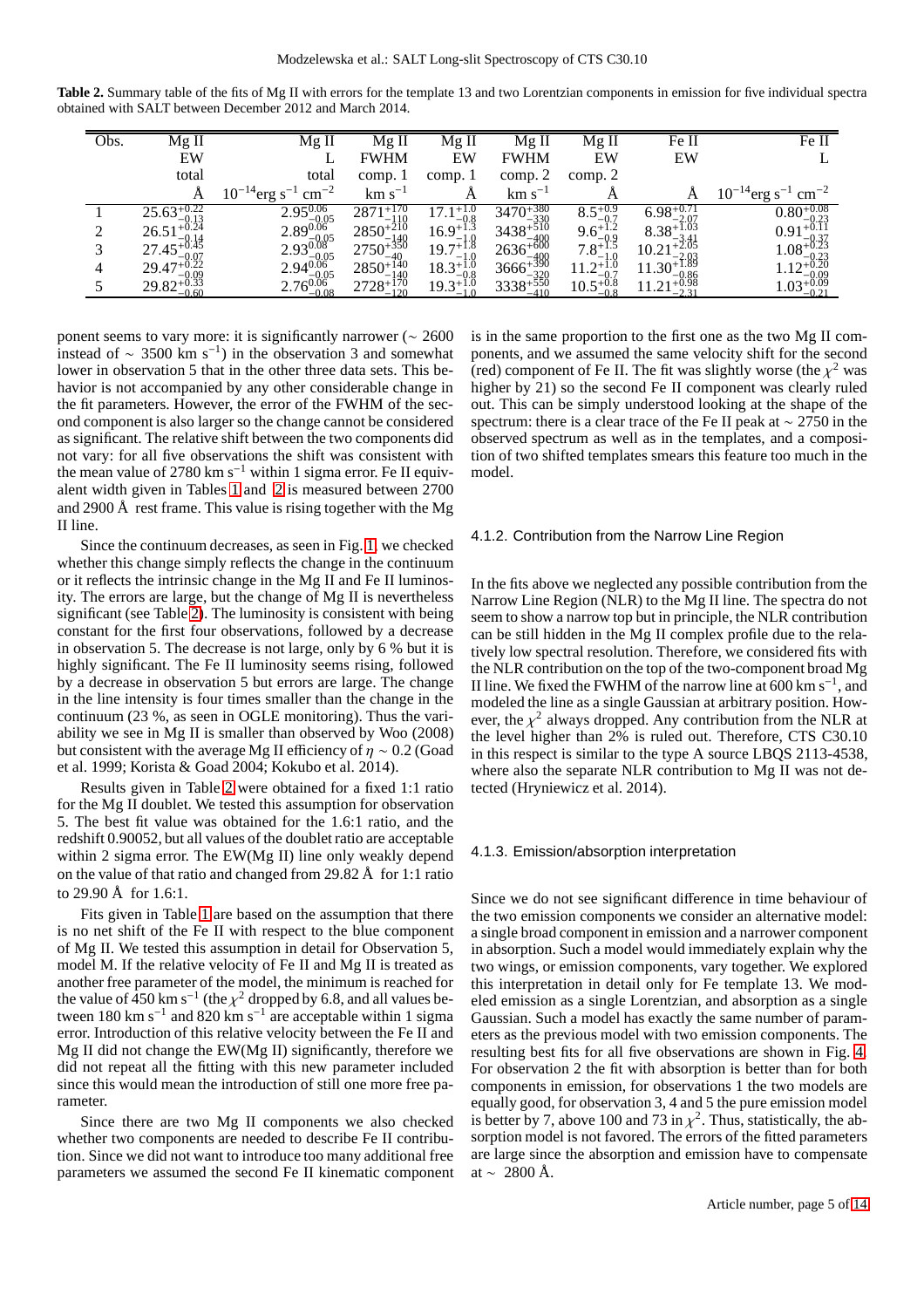**Table 2.** Summary table of the fits of Mg II with errors for the template 13 and two Lorentzian components in emission for five individual spectra obtained with SALT between December 2012 and March 2014.

| Obs. | Mg II EW total | Mg II L total | Mg II FWHM comp. 1 | Mg II EW comp. 1 | Mg II FWHM comp. 2 | Mg II EW comp. 2 | Fe II EW | Fe II L |
|---|---|---|---|---|---|---|---|---|
| | Å | $10^{-14}$erg s$^{-1}$ cm$^{-2}$ | km s$^{-1}$ | Å | km s$^{-1}$ | Å | Å | $10^{-14}$erg s$^{-1}$ cm$^{-2}$ |
| 1 | $25.63^{+0.22}_{-0.13}$ | $2.95^{0.06}_{-0.05}$ | $2871^{+170}_{-110}$ | $17.1^{+1.0}_{-0.8}$ | $3470^{+380}_{-330}$ | $8.5^{+0.9}_{-0.7}$ | $6.98^{+0.71}_{-2.07}$ | $0.80^{+0.08}_{-0.23}$ |
| 2 | $26.51^{+0.24}_{-0.14}$ | $2.89^{0.06}_{-0.05}$ | $2850^{+210}_{-140}$ | $16.9^{+1.3}_{-1.0}$ | $3438^{+510}_{-400}$ | $9.6^{+1.2}_{-0.9}$ | $8.38^{+1.03}_{-3.41}$ | $0.91^{+0.11}_{-0.37}$ |
| 3 | $27.45^{+0.45}_{-0.07}$ | $2.93^{0.08}_{-0.05}$ | $2750^{+350}_{-40}$ | $19.7^{+1.8}_{-1.0}$ | $2636^{+600}_{-400}$ | $7.8^{+1.5}_{-1.0}$ | $10.21^{+2.05}_{-2.03}$ | $1.08^{+0.23}_{-0.23}$ |
| 4 | $29.47^{+0.22}_{-0.09}$ | $2.94^{0.06}_{-0.05}$ | $2850^{+140}_{-140}$ | $18.3^{+1.0}_{-0.8}$ | $3666^{+390}_{-320}$ | $11.2^{+1.0}_{-0.7}$ | $11.30^{+1.89}_{-0.86}$ | $1.12^{+0.20}_{-0.09}$ |
| 5 | $29.82^{+0.33}_{-0.60}$ | $2.76^{0.06}_{-0.08}$ | $2728^{+170}_{-120}$ | $19.3^{+1.0}_{-1.0}$ | $3338^{+550}_{-410}$ | $10.5^{+0.8}_{-0.8}$ | $11.21^{+0.98}_{-2.31}$ | $1.03^{+0.09}_{-0.21}$ |

ponent seems to vary more: it is significantly narrower ($\sim$ 2600 instead of $\sim$ 3500 km s$^{-1}$) in the observation 3 and somewhat lower in observation 5 that in the other three data sets. This behavior is not accompanied by any other considerable change in the fit parameters. However, the error of the FWHM of the second component is also larger so the change cannot be considered as significant. The relative shift between the two components did not vary: for all five observations the shift was consistent with the mean value of 2780 km s$^{-1}$ within 1 sigma error. Fe II equivalent width given in Tables 1 and 2 is measured between 2700 and 2900 Å rest frame. This value is rising together with the Mg II line.

Since the continuum decreases, as seen in Fig. 1, we checked whether this change simply reflects the change in the continuum or it reflects the intrinsic change in the Mg II and Fe II luminosity. The errors are large, but the change of Mg II is nevertheless significant (see Table 2). The luminosity is consistent with being constant for the first four observations, followed by a decrease in observation 5. The decrease is not large, only by 6 % but it is highly significant. The Fe II luminosity seems rising, followed by a decrease in observation 5 but errors are large. The change in the line intensity is four times smaller than the change in the continuum (23 %, as seen in OGLE monitoring). Thus the variability we see in Mg II is smaller than observed by Woo (2008) but consistent with the average Mg II efficiency of $\eta \sim 0.2$ (Goad et al. 1999; Korista & Goad 2004; Kokubo et al. 2014).

Results given in Table 2 were obtained for a fixed 1:1 ratio for the Mg II doublet. We tested this assumption for observation 5. The best fit value was obtained for the 1.6:1 ratio, and the redshift 0.90052, but all values of the doublet ratio are acceptable within 2 sigma error. The EW(Mg II) line only weakly depend on the value of that ratio and changed from 29.82 Å for 1:1 ratio to 29.90 Å for 1.6:1.

Fits given in Table 1 are based on the assumption that there is no net shift of the Fe II with respect to the blue component of Mg II. We tested this assumption in detail for Observation 5, model M. If the relative velocity of Fe II and Mg II is treated as another free parameter of the model, the minimum is reached for the value of 450 km s$^{-1}$ (the $\chi^2$ dropped by 6.8, and all values between 180 km s$^{-1}$ and 820 km s$^{-1}$ are acceptable within 1 sigma error. Introduction of this relative velocity between the Fe II and Mg II did not change the EW(Mg II) significantly, therefore we did not repeat all the fitting with this new parameter included since this would mean the introduction of still one more free parameter.

Since there are two Mg II components we also checked whether two components are needed to describe Fe II contribution. Since we did not want to introduce too many additional free parameters we assumed the second Fe II kinematic component is in the same proportion to the first one as the two Mg II components, and we assumed the same velocity shift for the second (red) component of Fe II. The fit was slightly worse (the $\chi^2$ was higher by 21) so the second Fe II component was clearly ruled out. This can be simply understood looking at the shape of the spectrum: there is a clear trace of the Fe II peak at $\sim$ 2750 in the observed spectrum as well as in the templates, and a composition of two shifted templates smears this feature too much in the model.

#### 4.1.2. Contribution from the Narrow Line Region

In the fits above we neglected any possible contribution from the Narrow Line Region (NLR) to the Mg II line. The spectra do not seem to show a narrow top but in principle, the NLR contribution can be still hidden in the Mg II complex profile due to the relatively low spectral resolution. Therefore, we considered fits with the NLR contribution on the top of the two-component broad Mg II line. We fixed the FWHM of the narrow line at 600 km s$^{-1}$, and modeled the line as a single Gaussian at arbitrary position. However, the $\chi^2$ always dropped. Any contribution from the NLR at the level higher than 2% is ruled out. Therefore, CTS C30.10 in this respect is similar to the type A source LBQS 2113-4538, where also the separate NLR contribution to Mg II was not detected (Hryniewicz et al. 2014).

#### 4.1.3. Emission/absorption interpretation

Since we do not see significant difference in time behaviour of the two emission components we consider an alternative model: a single broad component in emission and a narrower component in absorption. Such a model would immediately explain why the two wings, or emission components, vary together. We explored this interpretation in detail only for Fe template 13. We modeled emission as a single Lorentzian, and absorption as a single Gaussian. Such a model has exactly the same number of parameters as the previous model with two emission components. The resulting best fits for all five observations are shown in Fig. 4. For observation 2 the fit with absorption is better than for both components in emission, for observations 1 the two models are equally good, for observation 3, 4 and 5 the pure emission model is better by 7, above 100 and 73 in $\chi^2$. Thus, statistically, the absorption model is not favored. The errors of the fitted parameters are large since the absorption and emission have to compensate at $\sim$ 2800 Å.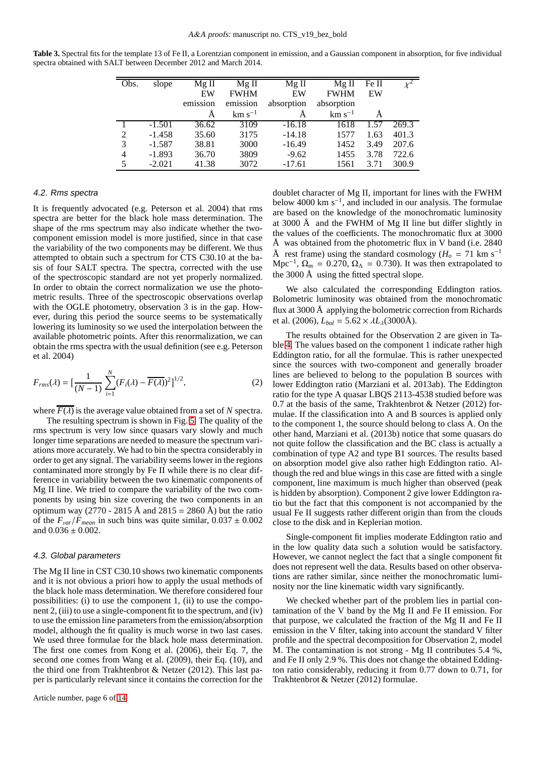**Table 3.** Spectral fits for the template 13 of Fe II, a Lorentzian component in emission, and a Gaussian component in absorption, for five individual spectra obtained with SALT between December 2012 and March 2014.

| Obs. | slope | Mg II EW emission Å | Mg II FWHM emission km s$^{-1}$ | Mg II EW absorption Å | Mg II FWHM absorption km s$^{-1}$ | Fe II EW Å | $\chi^2$ |
|---|---|---|---|---|---|---|---|
| 1 | -1.501 | 36.62 | 3109 | -16.18 | 1618 | 1.57 | 269.3 |
| 2 | -1.458 | 35.60 | 3175 | -14.18 | 1577 | 1.63 | 401.3 |
| 3 | -1.587 | 38.81 | 3000 | -16.49 | 1452 | 3.49 | 207.6 |
| 4 | -1.893 | 36.70 | 3809 | -9.62 | 1455 | 3.78 | 722.6 |
| 5 | -2.021 | 41.38 | 3072 | -17.61 | 1561 | 3.71 | 300.9 |

### 4.2. Rms spectra

It is frequently advocated (e.g. Peterson et al. 2004) that rms spectra are better for the black hole mass determination. The shape of the rms spectrum may also indicate whether the two-component emission model is more justified, since in that case the variability of the two components may be different. We thus attempted to obtain such a spectrum for CTS C30.10 at the basis of four SALT spectra. The spectra, corrected with the use of the spectroscopic standard are not yet properly normalized. In order to obtain the correct normalization we use the photometric results. Three of the spectroscopic observations overlap with the OGLE photometry, observation 3 is in the gap. However, during this period the source seems to be systematically lowering its luminosity so we used the interpolation between the available photometric points. After this renormalization, we can obtain the rms spectra with the usual definition (see e.g. Peterson et al. 2004)

$$F_{rms}(\lambda) = [\frac{1}{(N-1)}\sum_{i=1}^{N}(F_i(\lambda) - \overline{F(\lambda)})^2]^{1/2}, \quad (2)$$

where $\overline{F(\lambda)}$ is the average value obtained from a set of $N$ spectra.

The resulting spectrum is shown in Fig. 5. The quality of the rms spectrum is very low since quasars vary slowly and much longer time separations are needed to measure the spectrum variations more accurately. We had to bin the spectra considerably in order to get any signal. The variability seems lower in the regions contaminated more strongly by Fe II while there is no clear difference in variability between the two kinematic components of Mg II line. We tried to compare the variability of the two components by using bin size covering the two components in an optimum way (2770 - 2815 Å and 2815 = 2860 Å) but the ratio of the $F_{var}/F_{mean}$ in such bins was quite similar, $0.037 \pm 0.002$ and $0.036 \pm 0.002$.

### 4.3. Global parameters

The Mg II line in CST C30.10 shows two kinematic components and it is not obvious a priori how to apply the usual methods of the black hole mass determination. We therefore considered four possibilities: (i) to use the component 1, (ii) to use the component 2, (iii) to use a single-component fit to the spectrum, and (iv) to use the emission line parameters from the emission/absorption model, although the fit quality is much worse in two last cases. We used three formulae for the black hole mass determination. The first one comes from Kong et al. (2006), their Eq. 7, the second one comes from Wang et al. (2009), their Eq. (10), and the third one from Trakhtenbrot & Netzer (2012). This last paper is particularly relevant since it contains the correction for the doublet character of Mg II, important for lines with the FWHM below 4000 km s$^{-1}$, and included in our analysis. The formulae are based on the knowledge of the monochromatic luminosity at 3000 Å and the FWHM of Mg II line but differ slightly in the values of the coefficients. The monochromatic flux at 3000 Å was obtained from the photometric flux in V band (i.e. 2840 Å rest frame) using the standard cosmology ($H_o$ = 71 km s$^{-1}$ Mpc$^{-1}$, $\Omega_m$ = 0.270, $\Omega_\Lambda$ = 0.730). It was then extrapolated to the 3000 Å using the fitted spectral slope.

We also calculated the corresponding Eddington ratios. Bolometric luminosity was obtained from the monochromatic flux at 3000 Å applying the bolometric correction from Richards et al. (2006), $L_{bol} = 5.62 \times \lambda L_\lambda(3000\text{Å})$.

The results obtained for the Observation 2 are given in Table 4. The values based on the component 1 indicate rather high Eddington ratio, for all the formulae. This is rather unexpected since the sources with two-component and generally broader lines are believed to belong to the population B sources with lower Eddington ratio (Marziani et al. 2013ab). The Eddington ratio for the type A quasar LBQS 2113-4538 studied before was 0.7 at the basis of the same, Trakhtenbrot & Netzer (2012) formulae. If the classification into A and B sources is applied only to the component 1, the source should belong to class A. On the other hand, Marziani et al. (2013b) notice that some quasars do not quite follow the classification and the BC class is actually a combination of type A2 and type B1 sources. The results based on absorption model give also rather high Eddington ratio. Although the red and blue wings in this case are fitted with a single component, line maximum is much higher than observed (peak is hidden by absorption). Component 2 give lower Eddington ratio but the fact that this component is not accompanied by the usual Fe II suggests rather different origin than from the clouds close to the disk and in Keplerian motion.

Single-component fit implies moderate Eddington ratio and in the low quality data such a solution would be satisfactory. However, we cannot neglect the fact that a single component fit does not represent well the data. Results based on other observations are rather similar, since neither the monochromatic luminosity nor the line kinematic width vary significantly.

We checked whether part of the problem lies in partial contamination of the V band by the Mg II and Fe II emission. For that purpose, we calculated the fraction of the Mg II and Fe II emission in the V filter, taking into account the standard V filter profile and the spectral decomposition for Observation 2, model M. The contamination is not strong - Mg II contributes 5.4 %, and Fe II only 2.9 %. This does not change the obtained Eddington ratio considerably, reducing it from 0.77 down to 0.71, for Trakhtenbrot & Netzer (2012) formulae.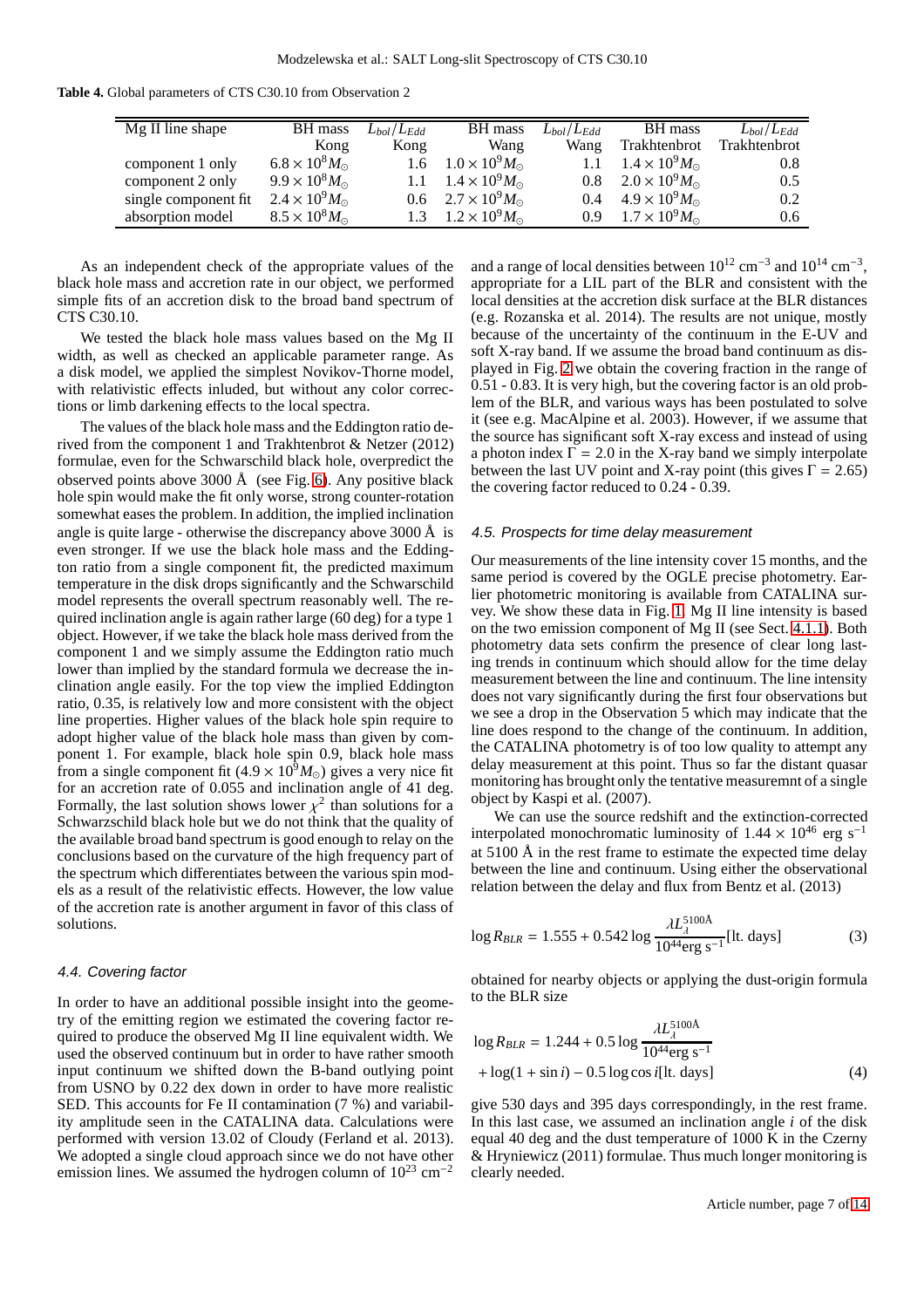**Table 4.** Global parameters of CTS C30.10 from Observation 2

| Mg II line shape | BH mass Kong | $L_{bol}/L_{Edd}$ Kong | BH mass Wang | $L_{bol}/L_{Edd}$ Wang | BH mass Trakhtenbrot | $L_{bol}/L_{Edd}$ Trakhtenbrot |
|---|---|---|---|---|---|---|
| component 1 only | $6.8 \times 10^8 M_\odot$ | 1.6 | $1.0 \times 10^9 M_\odot$ | 1.1 | $1.4 \times 10^9 M_\odot$ | 0.8 |
| component 2 only | $9.9 \times 10^8 M_\odot$ | 1.1 | $1.4 \times 10^9 M_\odot$ | 0.8 | $2.0 \times 10^9 M_\odot$ | 0.5 |
| single component fit | $2.4 \times 10^9 M_\odot$ | 0.6 | $2.7 \times 10^9 M_\odot$ | 0.4 | $4.9 \times 10^9 M_\odot$ | 0.2 |
| absorption model | $8.5 \times 10^8 M_\odot$ | 1.3 | $1.2 \times 10^9 M_\odot$ | 0.9 | $1.7 \times 10^9 M_\odot$ | 0.6 |

As an independent check of the appropriate values of the black hole mass and accretion rate in our object, we performed simple fits of an accretion disk to the broad band spectrum of CTS C30.10.

We tested the black hole mass values based on the Mg II width, as well as checked an applicable parameter range. As a disk model, we applied the simplest Novikov-Thorne model, with relativistic effects inluded, but without any color corrections or limb darkening effects to the local spectra.

The values of the black hole mass and the Eddington ratio derived from the component 1 and Trakhtenbrot & Netzer (2012) formulae, even for the Schwarschild black hole, overpredict the observed points above 3000 Å (see Fig. 6). Any positive black hole spin would make the fit only worse, strong counter-rotation somewhat eases the problem. In addition, the implied inclination angle is quite large - otherwise the discrepancy above 3000 Å is even stronger. If we use the black hole mass and the Eddington ratio from a single component fit, the predicted maximum temperature in the disk drops significantly and the Schwarschild model represents the overall spectrum reasonably well. The required inclination angle is again rather large (60 deg) for a type 1 object. However, if we take the black hole mass derived from the component 1 and we simply assume the Eddington ratio much lower than implied by the standard formula we decrease the inclination angle easily. For the top view the implied Eddington ratio, 0.35, is relatively low and more consistent with the object line properties. Higher values of the black hole spin require to adopt higher value of the black hole mass than given by component 1. For example, black hole spin 0.9, black hole mass from a single component fit ($4.9 \times 10^9 M_\odot$) gives a very nice fit for an accretion rate of 0.055 and inclination angle of 41 deg. Formally, the last solution shows lower $\chi^2$ than solutions for a Schwarzschild black hole but we do not think that the quality of the available broad band spectrum is good enough to relay on the conclusions based on the curvature of the high frequency part of the spectrum which differentiates between the various spin models as a result of the relativistic effects. However, the low value of the accretion rate is another argument in favor of this class of solutions.

### 4.4. Covering factor

In order to have an additional possible insight into the geometry of the emitting region we estimated the covering factor required to produce the observed Mg II line equivalent width. We used the observed continuum but in order to have rather smooth input continuum we shifted down the B-band outlying point from USNO by 0.22 dex down in order to have more realistic SED. This accounts for Fe II contamination (7 %) and variability amplitude seen in the CATALINA data. Calculations were performed with version 13.02 of Cloudy (Ferland et al. 2013). We adopted a single cloud approach since we do not have other emission lines. We assumed the hydrogen column of $10^{23}$ cm$^{-2}$ and a range of local densities between $10^{12}$ cm$^{-3}$ and $10^{14}$ cm$^{-3}$, appropriate for a LIL part of the BLR and consistent with the local densities at the accretion disk surface at the BLR distances (e.g. Rozanska et al. 2014). The results are not unique, mostly because of the uncertainty of the continuum in the E-UV and soft X-ray band. If we assume the broad band continuum as displayed in Fig. 2 we obtain the covering fraction in the range of 0.51 - 0.83. It is very high, but the covering factor is an old problem of the BLR, and various ways has been postulated to solve it (see e.g. MacAlpine et al. 2003). However, if we assume that the source has significant soft X-ray excess and instead of using a photon index $\Gamma = 2.0$ in the X-ray band we simply interpolate between the last UV point and X-ray point (this gives $\Gamma = 2.65$) the covering factor reduced to 0.24 - 0.39.

### 4.5. Prospects for time delay measurement

Our measurements of the line intensity cover 15 months, and the same period is covered by the OGLE precise photometry. Earlier photometric monitoring is available from CATALINA survey. We show these data in Fig. 1. Mg II line intensity is based on the two emission component of Mg II (see Sect. 4.1.1). Both photometry data sets confirm the presence of clear long lasting trends in continuum which should allow for the time delay measurement between the line and continuum. The line intensity does not vary significantly during the first four observations but we see a drop in the Observation 5 which may indicate that the line does respond to the change of the continuum. In addition, the CATALINA photometry is of too low quality to attempt any delay measurement at this point. Thus so far the distant quasar monitoring has brought only the tentative measuremnt of a single object by Kaspi et al. (2007).

We can use the source redshift and the extinction-corrected interpolated monochromatic luminosity of $1.44 \times 10^{46}$ erg s$^{-1}$ at 5100 Å in the rest frame to estimate the expected time delay between the line and continuum. Using either the observational relation between the delay and flux from Bentz et al. (2013)

$$\log R_{BLR} = 1.555 + 0.542 \log \frac{\lambda L_\lambda^{5100\text{Å}}}{10^{44}\text{erg s}^{-1}} [\text{lt. days}] \quad (3)$$

obtained for nearby objects or applying the dust-origin formula to the BLR size

$$\log R_{BLR} = 1.244 + 0.5 \log \frac{\lambda L_\lambda^{5100\text{Å}}}{10^{44}\text{erg s}^{-1}} + \log(1 + \sin i) - 0.5 \log \cos i [\text{lt. days}] \quad (4)$$

give 530 days and 395 days correspondingly, in the rest frame. In this last case, we assumed an inclination angle $i$ of the disk equal 40 deg and the dust temperature of 1000 K in the Czerny & Hryniewicz (2011) formulae. Thus much longer monitoring is clearly needed.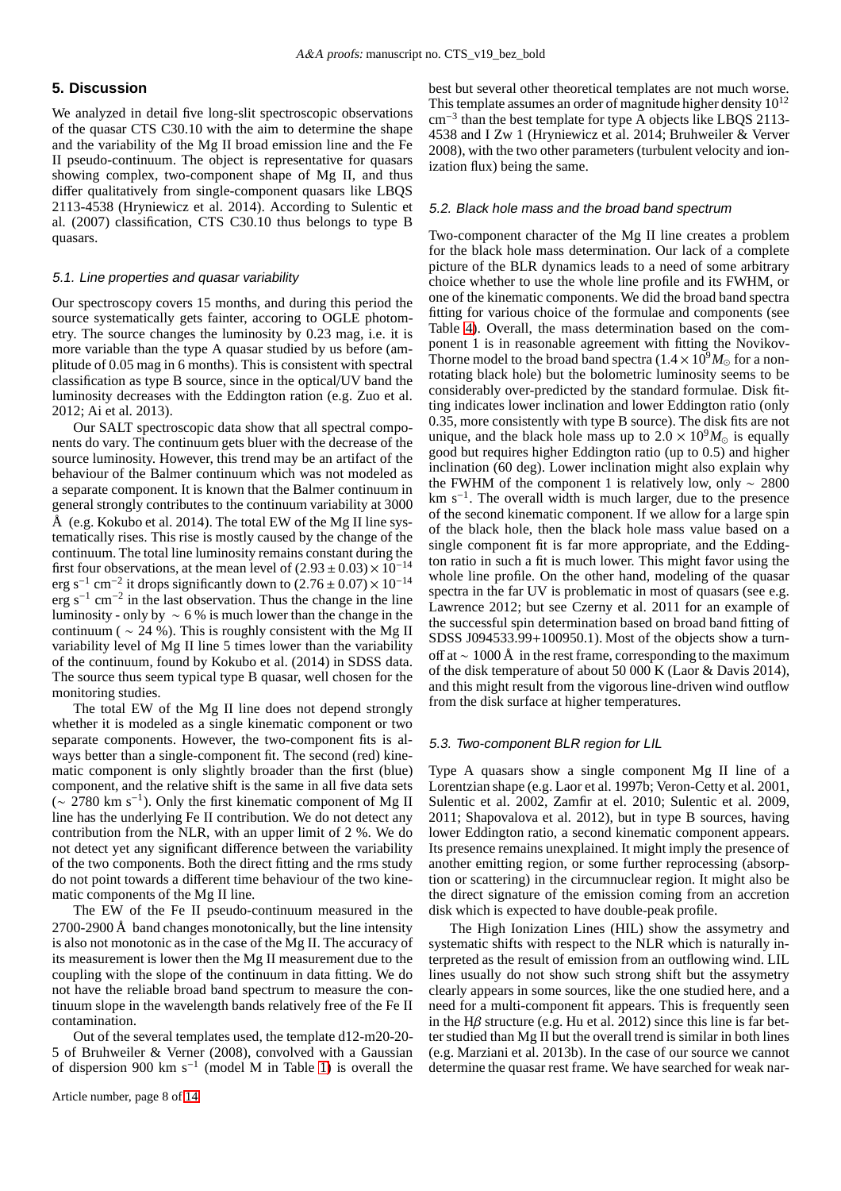## 5. Discussion

We analyzed in detail five long-slit spectroscopic observations of the quasar CTS C30.10 with the aim to determine the shape and the variability of the Mg II broad emission line and the Fe II pseudo-continuum. The object is representative for quasars showing complex, two-component shape of Mg II, and thus differ qualitatively from single-component quasars like LBQS 2113-4538 (Hryniewicz et al. 2014). According to Sulentic et al. (2007) classification, CTS C30.10 thus belongs to type B quasars.

### 5.1. Line properties and quasar variability

Our spectroscopy covers 15 months, and during this period the source systematically gets fainter, accoring to OGLE photometry. The source changes the luminosity by 0.23 mag, i.e. it is more variable than the type A quasar studied by us before (amplitude of 0.05 mag in 6 months). This is consistent with spectral classification as type B source, since in the optical/UV band the luminosity decreases with the Eddington ration (e.g. Zuo et al. 2012; Ai et al. 2013).

Our SALT spectroscopic data show that all spectral components do vary. The continuum gets bluer with the decrease of the source luminosity. However, this trend may be an artifact of the behaviour of the Balmer continuum which was not modeled as a separate component. It is known that the Balmer continuum in general strongly contributes to the continuum variability at 3000 Å (e.g. Kokubo et al. 2014). The total EW of the Mg II line systematically rises. This rise is mostly caused by the change of the continuum. The total line luminosity remains constant during the first four observations, at the mean level of $(2.93 \pm 0.03) \times 10^{-14}$ erg s$^{-1}$ cm$^{-2}$ it drops significantly down to $(2.76 \pm 0.07) \times 10^{-14}$ erg s$^{-1}$ cm$^{-2}$ in the last observation. Thus the change in the line luminosity - only by $\sim 6$ % is much lower than the change in the continuum ( $\sim 24$ %). This is roughly consistent with the Mg II variability level of Mg II line 5 times lower than the variability of the continuum, found by Kokubo et al. (2014) in SDSS data. The source thus seem typical type B quasar, well chosen for the monitoring studies.

The total EW of the Mg II line does not depend strongly whether it is modeled as a single kinematic component or two separate components. However, the two-component fits is always better than a single-component fit. The second (red) kinematic component is only slightly broader than the first (blue) component, and the relative shift is the same in all five data sets ($\sim 2780$ km s$^{-1}$). Only the first kinematic component of Mg II line has the underlying Fe II contribution. We do not detect any contribution from the NLR, with an upper limit of 2 %. We do not detect yet any significant difference between the variability of the two components. Both the direct fitting and the rms study do not point towards a different time behaviour of the two kinematic components of the Mg II line.

The EW of the Fe II pseudo-continuum measured in the 2700-2900 Å band changes monotonically, but the line intensity is also not monotonic as in the case of the Mg II. The accuracy of its measurement is lower then the Mg II measurement due to the coupling with the slope of the continuum in data fitting. We do not have the reliable broad band spectrum to measure the continuum slope in the wavelength bands relatively free of the Fe II contamination.

Out of the several templates used, the template d12-m20-20-5 of Bruhweiler & Verner (2008), convolved with a Gaussian of dispersion 900 km s$^{-1}$ (model M in Table 1) is overall the best but several other theoretical templates are not much worse. This template assumes an order of magnitude higher density $10^{12}$ cm$^{-3}$ than the best template for type A objects like LBQS 2113-4538 and I Zw 1 (Hryniewicz et al. 2014; Bruhweiler & Verver 2008), with the two other parameters (turbulent velocity and ionization flux) being the same.

### 5.2. Black hole mass and the broad band spectrum

Two-component character of the Mg II line creates a problem for the black hole mass determination. Our lack of a complete picture of the BLR dynamics leads to a need of some arbitrary choice whether to use the whole line profile and its FWHM, or one of the kinematic components. We did the broad band spectra fitting for various choice of the formulae and components (see Table 4). Overall, the mass determination based on the component 1 is in reasonable agreement with fitting the Novikov-Thorne model to the broad band spectra ($1.4 \times 10^9 M_\odot$ for a non-rotating black hole) but the bolometric luminosity seems to be considerably over-predicted by the standard formulae. Disk fitting indicates lower inclination and lower Eddington ratio (only 0.35, more consistently with type B source). The disk fits are not unique, and the black hole mass up to $2.0 \times 10^9 M_\odot$ is equally good but requires higher Eddington ratio (up to 0.5) and higher inclination (60 deg). Lower inclination might also explain why the FWHM of the component 1 is relatively low, only $\sim 2800$ km s$^{-1}$. The overall width is much larger, due to the presence of the second kinematic component. If we allow for a large spin of the black hole, then the black hole mass value based on a single component fit is far more appropriate, and the Eddington ratio in such a fit is much lower. This might favor using the whole line profile. On the other hand, modeling of the quasar spectra in the far UV is problematic in most of quasars (see e.g. Lawrence 2012; but see Czerny et al. 2011 for an example of the successful spin determination based on broad band fitting of SDSS J094533.99+100950.1). Most of the objects show a turn-off at $\sim 1000$ Å in the rest frame, corresponding to the maximum of the disk temperature of about 50 000 K (Laor & Davis 2014), and this might result from the vigorous line-driven wind outflow from the disk surface at higher temperatures.

### 5.3. Two-component BLR region for LIL

Type A quasars show a single component Mg II line of a Lorentzian shape (e.g. Laor et al. 1997b; Veron-Cetty et al. 2001, Sulentic et al. 2002, Zamfir at el. 2010; Sulentic et al. 2009, 2011; Shapovalova et al. 2012), but in type B sources, having lower Eddington ratio, a second kinematic component appears. Its presence remains unexplained. It might imply the presence of another emitting region, or some further reprocessing (absorption or scattering) in the circumnuclear region. It might also be the direct signature of the emission coming from an accretion disk which is expected to have double-peak profile.

The High Ionization Lines (HIL) show the assymetry and systematic shifts with respect to the NLR which is naturally interpreted as the result of emission from an outflowing wind. LIL lines usually do not show such strong shift but the assymetry clearly appears in some sources, like the one studied here, and a need for a multi-component fit appears. This is frequently seen in the H$\beta$ structure (e.g. Hu et al. 2012) since this line is far better studied than Mg II but the overall trend is similar in both lines (e.g. Marziani et al. 2013b). In the case of our source we cannot determine the quasar rest frame. We have searched for weak nar-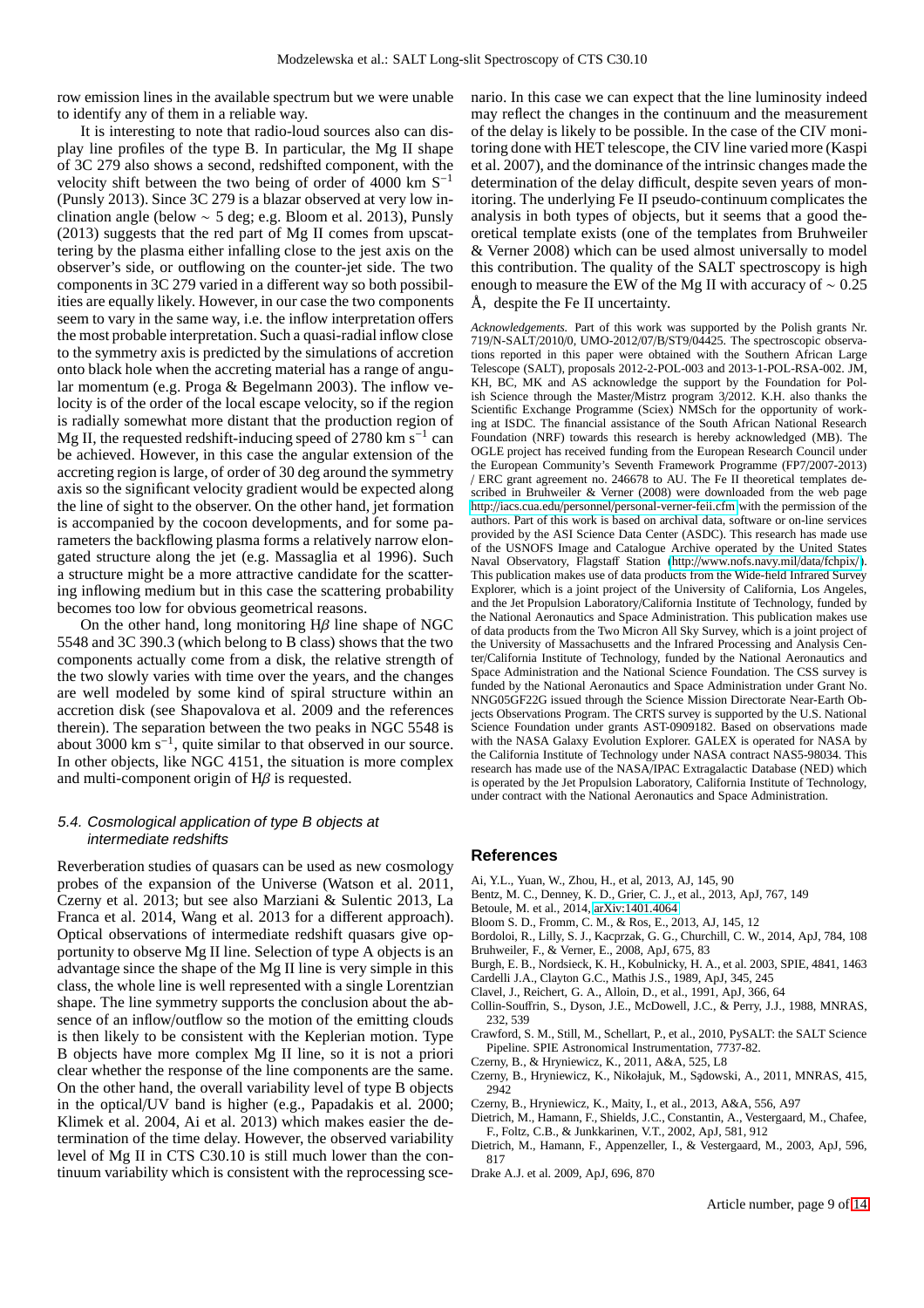row emission lines in the available spectrum but we were unable to identify any of them in a reliable way.

It is interesting to note that radio-loud sources also can display line profiles of the type B. In particular, the Mg II shape of 3C 279 also shows a second, redshifted component, with the velocity shift between the two being of order of 4000 km $S^{-1}$ (Punsly 2013). Since 3C 279 is a blazar observed at very low inclination angle (below ~ 5 deg; e.g. Bloom et al. 2013), Punsly (2013) suggests that the red part of Mg II comes from upscattering by the plasma either infalling close to the jest axis on the observer's side, or outflowing on the counter-jet side. The two components in 3C 279 varied in a different way so both possibilities are equally likely. However, in our case the two components seem to vary in the same way, i.e. the inflow interpretation offers the most probable interpretation. Such a quasi-radial inflow close to the symmetry axis is predicted by the simulations of accretion onto black hole when the accreting material has a range of angular momentum (e.g. Proga & Begelmann 2003). The inflow velocity is of the order of the local escape velocity, so if the region is radially somewhat more distant that the production region of Mg II, the requested redshift-inducing speed of 2780 km $s^{-1}$ can be achieved. However, in this case the angular extension of the accreting region is large, of order of 30 deg around the symmetry axis so the significant velocity gradient would be expected along the line of sight to the observer. On the other hand, jet formation is accompanied by the cocoon developments, and for some parameters the backflowing plasma forms a relatively narrow elongated structure along the jet (e.g. Massaglia et al 1996). Such a structure might be a more attractive candidate for the scattering inflowing medium but in this case the scattering probability becomes too low for obvious geometrical reasons.

On the other hand, long monitoring H$\beta$ line shape of NGC 5548 and 3C 390.3 (which belong to B class) shows that the two components actually come from a disk, the relative strength of the two slowly varies with time over the years, and the changes are well modeled by some kind of spiral structure within an accretion disk (see Shapovalova et al. 2009 and the references therein). The separation between the two peaks in NGC 5548 is about 3000 km $s^{-1}$, quite similar to that observed in our source. In other objects, like NGC 4151, the situation is more complex and multi-component origin of H$\beta$ is requested.

### 5.4. Cosmological application of type B objects at intermediate redshifts

Reverberation studies of quasars can be used as new cosmology probes of the expansion of the Universe (Watson et al. 2011, Czerny et al. 2013; but see also Marziani & Sulentic 2013, La Franca et al. 2014, Wang et al. 2013 for a different approach). Optical observations of intermediate redshift quasars give opportunity to observe Mg II line. Selection of type A objects is an advantage since the shape of the Mg II line is very simple in this class, the whole line is well represented with a single Lorentzian shape. The line symmetry supports the conclusion about the absence of an inflow/outflow so the motion of the emitting clouds is then likely to be consistent with the Keplerian motion. Type B objects have more complex Mg II line, so it is not a priori clear whether the response of the line components are the same. On the other hand, the overall variability level of type B objects in the optical/UV band is higher (e.g., Papadakis et al. 2000; Klimek et al. 2004, Ai et al. 2013) which makes easier the determination of the time delay. However, the observed variability level of Mg II in CTS C30.10 is still much lower than the continuum variability which is consistent with the reprocessing scenario. In this case we can expect that the line luminosity indeed may reflect the changes in the continuum and the measurement of the delay is likely to be possible. In the case of the CIV monitoring done with HET telescope, the CIV line varied more (Kaspi et al. 2007), and the dominance of the intrinsic changes made the determination of the delay difficult, despite seven years of monitoring. The underlying Fe II pseudo-continuum complicates the analysis in both types of objects, but it seems that a good theoretical template exists (one of the templates from Bruhweiler & Verner 2008) which can be used almost universally to model this contribution. The quality of the SALT spectroscopy is high enough to measure the EW of the Mg II with accuracy of ~ 0.25 Å, despite the Fe II uncertainty.

*Acknowledgements.* Part of this work was supported by the Polish grants Nr. 719/N-SALT/2010/0, UMO-2012/07/B/ST9/04425. The spectroscopic observations reported in this paper were obtained with the Southern African Large Telescope (SALT), proposals 2012-2-POL-003 and 2013-1-POL-RSA-002. JM, KH, BC, MK and AS acknowledge the support by the Foundation for Polish Science through the Master/Mistrz program 3/2012. K.H. also thanks the Scientific Exchange Programme (Sciex) NMSch for the opportunity of working at ISDC. The financial assistance of the South African National Research Foundation (NRF) towards this research is hereby acknowledged (MB). The OGLE project has received funding from the European Research Council under the European Community's Seventh Framework Programme (FP7/2007-2013) / ERC grant agreement no. 246678 to AU. The Fe II theoretical templates described in Bruhweiler & Verner (2008) were downloaded from the web page http://iacs.cua.edu/personnel/personal-verner-feii.cfm with the permission of the authors. Part of this work is based on archival data, software or on-line services provided by the ASI Science Data Center (ASDC). This research has made use of the USNOFS Image and Catalogue Archive operated by the United States Naval Observatory, Flagstaff Station (http://www.nofs.navy.mil/data/fchpix/). This publication makes use of data products from the Wide-field Infrared Survey Explorer, which is a joint project of the University of California, Los Angeles, and the Jet Propulsion Laboratory/California Institute of Technology, funded by the National Aeronautics and Space Administration. This publication makes use of data products from the Two Micron All Sky Survey, which is a joint project of the University of Massachusetts and the Infrared Processing and Analysis Center/California Institute of Technology, funded by the National Aeronautics and Space Administration and the National Science Foundation. The CSS survey is funded by the National Aeronautics and Space Administration under Grant No. NNG05GF22G issued through the Science Mission Directorate Near-Earth Objects Observations Program. The CRTS survey is supported by the U.S. National Science Foundation under grants AST-0909182. Based on observations made with the NASA Galaxy Evolution Explorer. GALEX is operated for NASA by the California Institute of Technology under NASA contract NAS5-98034. This research has made use of the NASA/IPAC Extragalactic Database (NED) which is operated by the Jet Propulsion Laboratory, California Institute of Technology, under contract with the National Aeronautics and Space Administration.

## References

Ai, Y.L., Yuan, W., Zhou, H., et al, 2013, AJ, 145, 90
Bentz, M. C., Denney, K. D., Grier, C. J., et al., 2013, ApJ, 767, 149
Betoule, M. et al., 2014, arXiv:1401.4064
Bloom S. D., Fromm, C. M., & Ros, E., 2013, AJ, 145, 12
Bordoloi, R., Lilly, S. J., Kacprzak, G. G., Churchill, C. W., 2014, ApJ, 784, 108
Bruhweiler, F., & Verner, E., 2008, ApJ, 675, 83
Burgh, E. B., Nordsieck, K. H., Kobulnicky, H. A., et al. 2003, SPIE, 4841, 1463
Cardelli J.A., Clayton G.C., Mathis J.S., 1989, ApJ, 345, 245
Clavel, J., Reichert, G. A., Alloin, D., et al., 1991, ApJ, 366, 64
Collin-Souffrin, S., Dyson, J.E., McDowell, J.C., & Perry, J.J., 1988, MNRAS, 232, 539
Crawford, S. M., Still, M., Schellart, P., et al., 2010, PySALT: the SALT Science Pipeline. SPIE Astronomical Instrumentation, 7737-82.
Czerny, B., & Hryniewicz, K., 2011, A&A, 525, L8
Czerny, B., Hryniewicz, K., Nikołajuk, M., Sądowski, A., 2011, MNRAS, 415, 2942
Czerny, B., Hryniewicz, K., Maity, I., et al., 2013, A&A, 556, A97
Dietrich, M., Hamann, F., Shields, J.C., Constantin, A., Vestergaard, M., Chafee, F., Foltz, C.B., & Junkkarinen, V.T., 2002, ApJ, 581, 912
Dietrich, M., Hamann, F., Appenzeller, I., & Vestergaard, M., 2003, ApJ, 596, 817
Drake A.J. et al. 2009, ApJ, 696, 870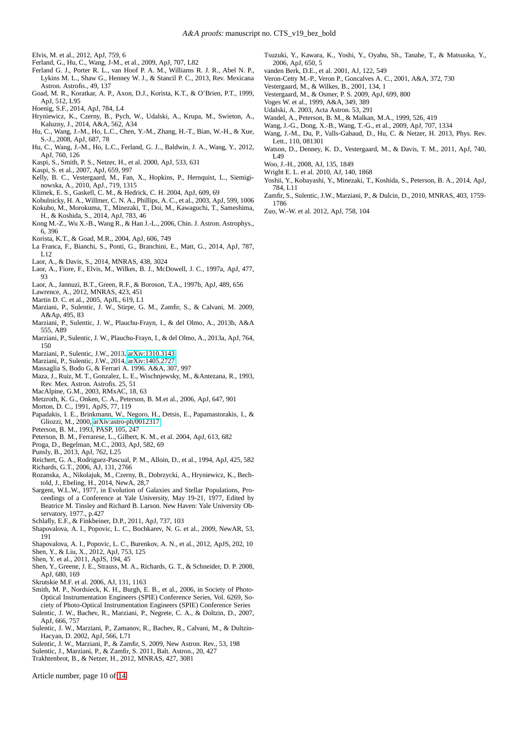Elvis, M. et al., 2012, ApJ, 759, 6

Ferland, G., Hu, C., Wang, J-M., et al., 2009, ApJ, 707, L82

Ferland G. J., Porter R. L., van Hoof P. A. M., Williams R. J. R., Abel N. P., Lykins M. L., Shaw G., Henney W. J., & Stancil P. C., 2013, Rev. Mexicana Astron. Astrofis., 49, 137

Goad, M. R., Koratkar, A. P., Axon, D.J., Korista, K.T., & O'Brien, P.T., 1999, ApJ, 512, L95

Hoenig, S.F., 2014, ApJ, 784, L4

Hryniewicz, K., Czerny, B., Pych, W., Udalski, A., Krupa, M., Swieton, A., Kaluzny, J., 2014, A&A, 562, A34

Hu, C., Wang, J.-M., Ho, L.C., Chen, Y.-M., Zhang, H.-T., Bian, W.-H., & Xue, S.-J., 2008, ApJ, 687, 78

Hu, C., Wang, J.-M., Ho, L.C., Ferland, G. J., Baldwin, J. A., Wang, Y., 2012, ApJ, 760, 126

Kaspi, S., Smith, P. S., Netzer, H., et al. 2000, ApJ, 533, 631

Kaspi, S. et al., 2007, ApJ, 659, 997

Kelly, B. C., Vestergaard, M., Fan, X., Hopkins, P., Hernquist, L., Siemiginowska, A., 2010, ApJ., 719, 1315

Klimek, E. S., Gaskell, C. M., & Hedrick, C. H. 2004, ApJ, 609, 69

Kobulnicky, H. A., Willmer, C. N. A., Phillips, A. C., et al., 2003, ApJ, 599, 1006

Kokubo, M., Morokuma, T., Minezaki, T., Doi, M., Kawaguchi, T., Sameshima, H., & Koshida, S., 2014, ApJ, 783, 46

Kong M.-Z., Wu X.-B., Wang R., & Han J.-L., 2006, Chin. J. Astron. Astrophys., 6, 396

Korista, K.T., & Goad, M.R., 2004, ApJ, 606, 749

La Franca, F., Bianchi, S., Ponti, G., Branchini, E., Matt, G., 2014, ApJ, 787, L12

Laor, A., & Davis, S., 2014, MNRAS, 438, 3024

Laor, A., Fiore, F., Elvis, M., Wilkes, B. J., McDowell, J. C., 1997a, ApJ, 477, 93

Laor, A., Jannuzi, B.T., Green, R.F., & Boroson, T.A., 1997b, ApJ, 489, 656

Lawrence, A., 2012, MNRAS, 423, 451

Martin D. C. et al., 2005, ApJL, 619, L1

Marziani, P., Sulentic, J. W., Stirpe, G. M., Zamfir, S., & Calvani, M. 2009, A&Ap, 495, 83

Marziani, P., Sulentic, J. W., Plauchu-Frayn, I., & del Olmo, A., 2013b, A&A 555, A89

Marziani, P., Sulentic, J. W., Plauchu-Frayn, I., & del Olmo, A., 2013a, ApJ, 764, 150

Marziani, P., Sulentic, J.W., 2013, arXiv:1310.3143

Marziani, P., Sulentic, J.W., 2014, arXiv:1405.2727

Massaglia S, Bodo G, & Ferrari A. 1996. A&A, 307, 997

Maza, J., Ruiz, M. T., Gonzalez, L. E., Wischnjewsky, M., &Antezana, R., 1993, Rev. Mex. Astron. Astrofis. 25, 51

MacAlpine, G.M., 2003, RMxAC, 18, 63

Metzroth, K. G., Onken, C. A., Peterson, B. M.et al., 2006, ApJ, 647, 901

Morton, D. C., 1991, ApJS, 77, 119

Papadakis, I. E., Brinkmann, W., Negoro, H., Detsis, E., Papamastorakis, I., & Gliozzi, M., 2000, arXiv:astro-ph/0012317

Peterson, B. M., 1993, PASP, 105, 247

Peterson, B. M., Ferrarese, L., Gilbert, K. M., et al. 2004, ApJ, 613, 682

Proga, D., Begelman, M.C., 2003, ApJ, 582, 69

Punsly, B., 2013, ApJ, 762, L25

Reichert, G. A., Rodriguez-Pascual, P. M., Alloin, D., et al., 1994, ApJ, 425, 582

Richards, G.T., 2006, AJ, 131, 2766

Rozanska, A., Nikolajuk, M., Czerny, B., Dobrzycki, A., Hryniewicz, K., Bechtold, J., Ebeling, H., 2014, NewA, 28,7

Sargent, W.L.W., 1977, in Evolution of Galaxies and Stellar Populations, Proceedings of a Conference at Yale University, May 19-21, 1977, Edited by Beatrice M. Tinsley and Richard B. Larson. New Haven: Yale University Observatory, 1977., p.427

Schlafly, E.F., & Finkbeiner, D.P., 2011, ApJ, 737, 103

Shapovalova, A. I., Popovic, L. C., Bochkarev, N. G. et al., 2009, NewAR, 53, 191

Shapovalova, A. I., Popovic, L. C., Burenkov, A. N., et al., 2012, ApJS, 202, 10

Shen, Y., & Liu, X., 2012, ApJ, 753, 125

Shen, Y. et al., 2011, ApJS, 194, 45

Shen, Y., Greene, J. E., Strauss, M. A., Richards, G. T., & Schneider, D. P. 2008, ApJ, 680, 169

Skrutskie M.F. et al. 2006, AJ, 131, 1163

Smith, M. P., Nordsieck, K. H., Burgh, E. B., et al., 2006, in Society of Photo-Optical Instrumentation Engineers (SPIE) Conference Series, Vol. 6269, Society of Photo-Optical Instrumentation Engineers (SPIE) Conference Series

Sulentic, J. W., Bachev, R., Marziani, P., Negrete, C. A., & Doltzin, D., 2007, ApJ, 666, 757

Sulentic, J. W., Marziani, P., Zamanov, R., Bachev, R., Calvani, M., & Dultzin-Hacyan, D. 2002, ApJ, 566, L71

Sulentic, J. W., Marziani, P., & Zamfir, S. 2009, New Astron. Rev., 53, 198

Sulentic, J., Marziani, P., & Zamfir, S. 2011, Balt. Astron., 20, 427

Trakhtenbrot, B., & Netzer, H., 2012, MNRAS, 427, 3081

Tsuzuki, Y., Kawara, K., Yoshi, Y., Oyabu, Sh., Tanabe, T., & Matsuoka, Y., 2006, ApJ, 650, 5

vanden Berk, D.E., et al. 2001, AJ, 122, 549

Veron-Cetty M.-P., Veron P., Goncalves A. C., 2001, A&A, 372, 730

Vestergaard, M., & Wilkes, B., 2001, 134, 1

Vestergaard, M., & Osmer, P. S. 2009, ApJ, 699, 800

Voges W. et al., 1999, A&A, 349, 389

Udalski, A. 2003, Acta Astron. 53, 291

Wandel, A., Peterson, B. M., & Malkan, M.A., 1999, 526, 419

Wang, J.-G., Dong, X.-B., Wang, T.-G., et al., 2009, ApJ, 707, 1334

Wang, J.-M., Du, P., Valls-Gabaud, D., Hu, C. & Netzer, H. 2013, Phys. Rev. Lett., 110, 081301

Watson, D., Denney, K. D., Vestergaard, M., & Davis, T. M., 2011, ApJ, 740, L49

Woo, J.-H., 2008, AJ, 135, 1849

Wright E. L. et al. 2010, AJ, 140, 1868

Yoshii, Y., Kobayashi, Y., Minezaki, T., Koshida, S., Peterson, B. A., 2014, ApJ, 784, L11

Zamfir, S., Sulentic, J.W., Marziani, P., & Dulcin, D., 2010, MNRAS, 403, 1759-1786

Zuo, W.-W. et al. 2012, ApJ, 758, 104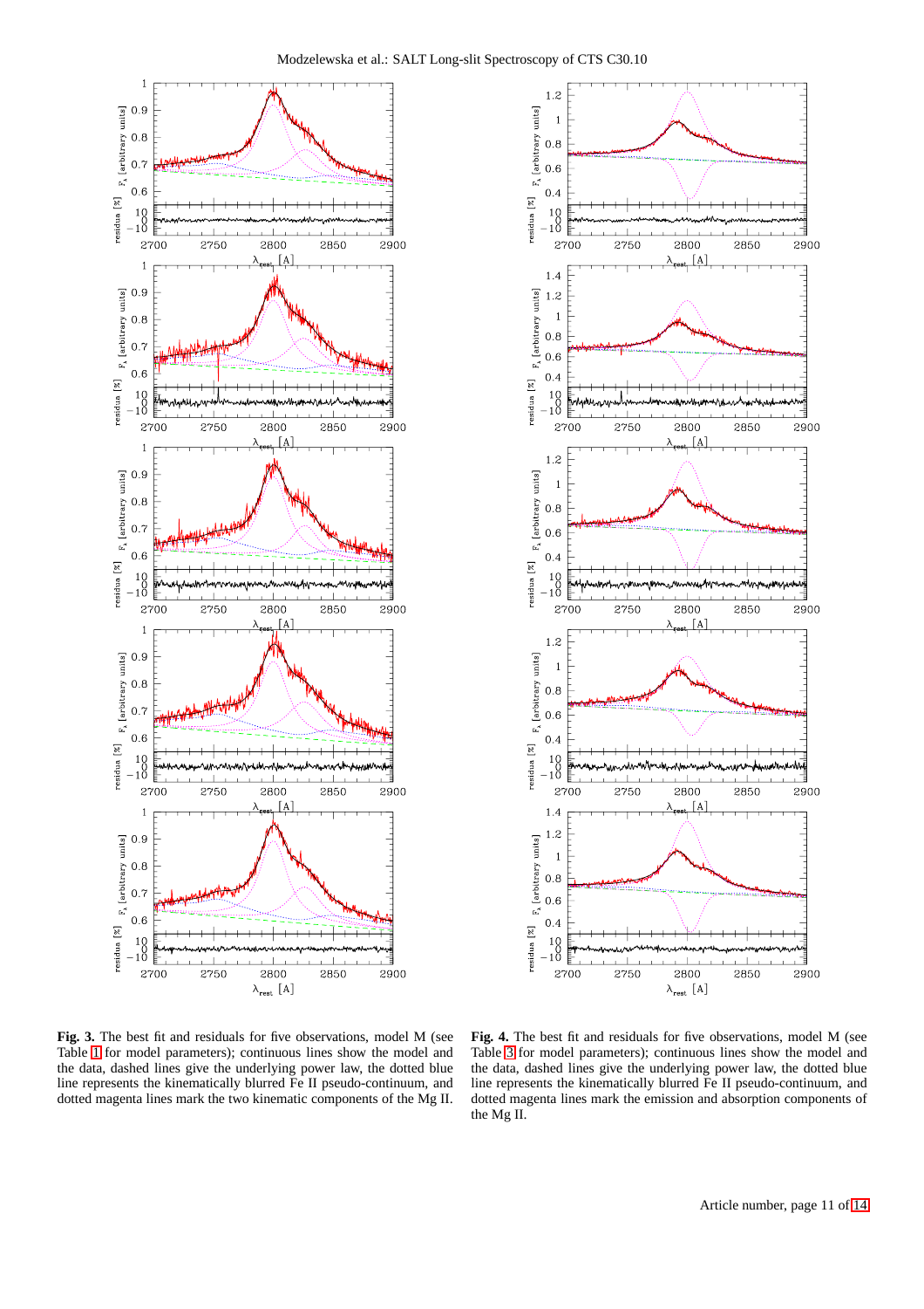**Fig. 3.** The best fit and residuals for five observations, model M (see Table 1 for model parameters); continuous lines show the model and the data, dashed lines give the underlying power law, the dotted blue line represents the kinematically blurred Fe II pseudo-continuum, and dotted magenta lines mark the two kinematic components of the Mg II.

**Fig. 4.** The best fit and residuals for five observations, model M (see Table 3 for model parameters); continuous lines show the model and the data, dashed lines give the underlying power law, the dotted blue line represents the kinematically blurred Fe II pseudo-continuum, and dotted magenta lines mark the emission and absorption components of the Mg II.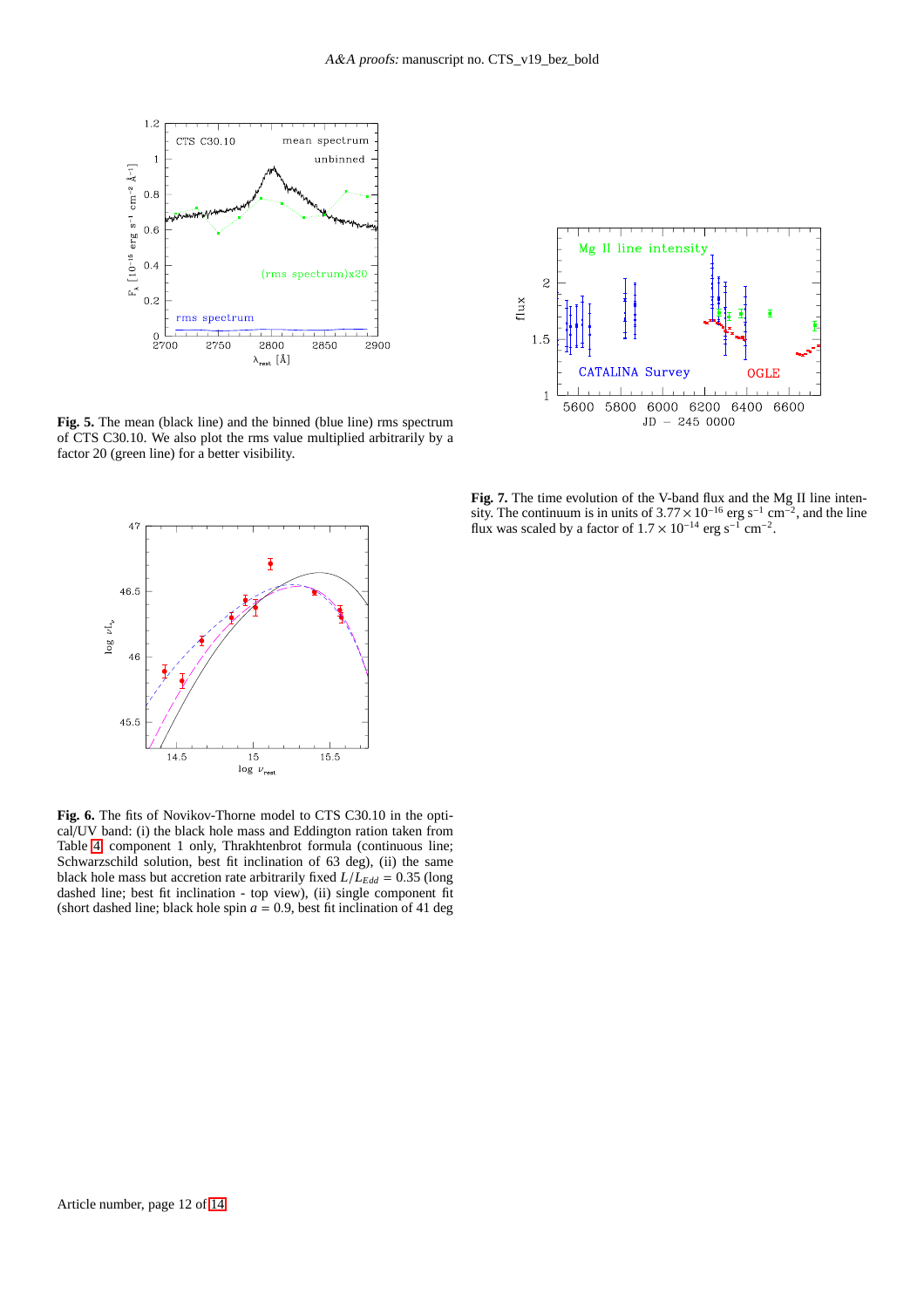**Fig. 5.** The mean (black line) and the binned (blue line) rms spectrum of CTS C30.10. We also plot the rms value multiplied arbitrarily by a factor 20 (green line) for a better visibility.

**Fig. 6.** The fits of Novikov-Thorne model to CTS C30.10 in the optical/UV band: (i) the black hole mass and Eddington ration taken from Table 4, component 1 only, Thrakhtenbrot formula (continuous line; Schwarzschild solution, best fit inclination of 63 deg), (ii) the same black hole mass but accretion rate arbitrarily fixed $L/L_{Edd} = 0.35$ (long dashed line; best fit inclination - top view), (ii) single component fit (short dashed line; black hole spin $a = 0.9$, best fit inclination of 41 deg

**Fig. 7.** The time evolution of the V-band flux and the Mg II line intensity. The continuum is in units of $3.77 \times 10^{-16}$ erg s$^{-1}$ cm$^{-2}$, and the line flux was scaled by a factor of $1.7 \times 10^{-14}$ erg s$^{-1}$ cm$^{-2}$.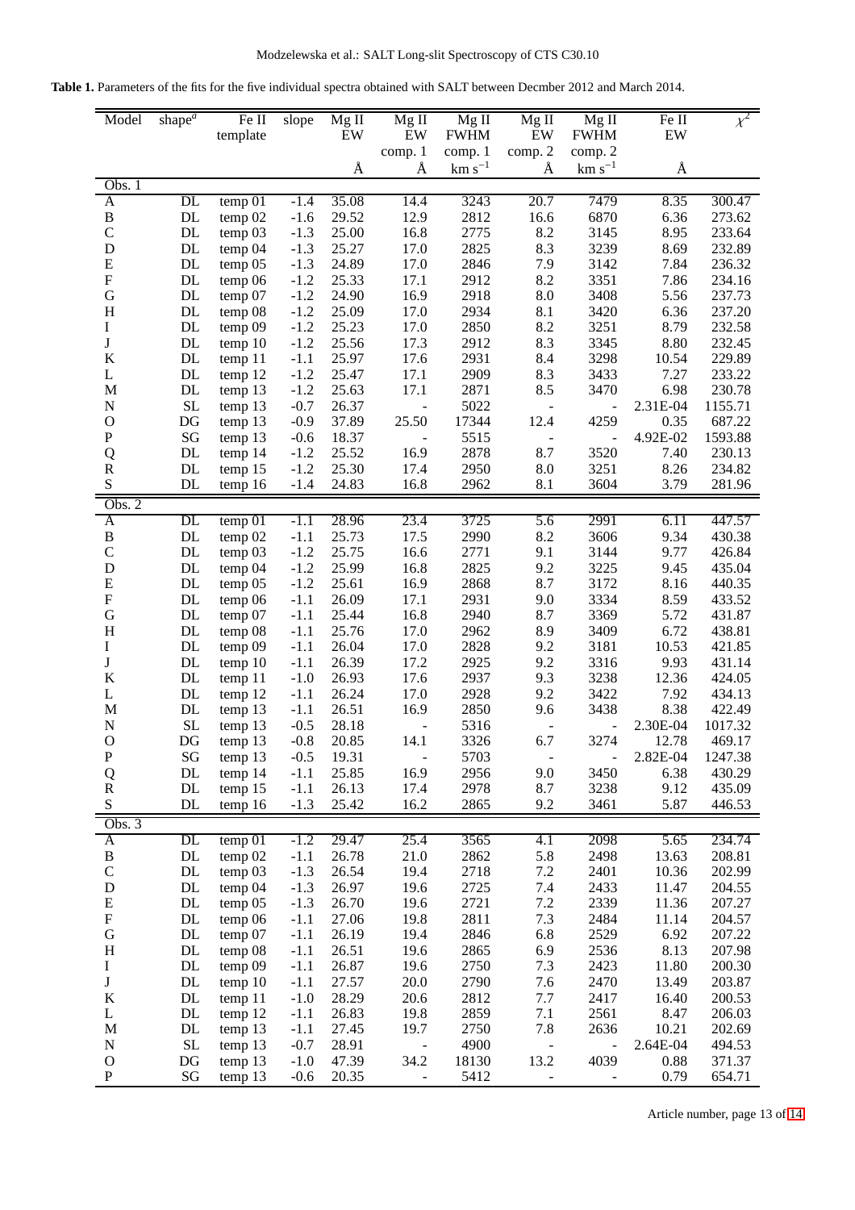**Table 1.** Parameters of the fits for the five individual spectra obtained with SALT between Decmber 2012 and March 2014.

| Model | shape[a] | Fe II template | slope | Mg II EW | Mg II EW comp. 1 | Mg II FWHM comp. 1 | Mg II EW comp. 2 | Mg II FWHM comp. 2 | Fe II EW | $\chi^2$ |
|---|---|---|---|---|---|---|---|---|---|---|
| | | | | Å | Å | km s$^{-1}$ | Å | km s$^{-1}$ | Å | |
| Obs. 1 | | | | | | | | | | |
| A | DL | temp 01 | -1.4 | 35.08 | 14.4 | 3243 | 20.7 | 7479 | 8.35 | 300.47 |
| B | DL | temp 02 | -1.6 | 29.52 | 12.9 | 2812 | 16.6 | 6870 | 6.36 | 273.62 |
| C | DL | temp 03 | -1.3 | 25.00 | 16.8 | 2775 | 8.2 | 3145 | 8.95 | 233.64 |
| D | DL | temp 04 | -1.3 | 25.27 | 17.0 | 2825 | 8.3 | 3239 | 8.69 | 232.89 |
| E | DL | temp 05 | -1.3 | 24.89 | 17.0 | 2846 | 7.9 | 3142 | 7.84 | 236.32 |
| F | DL | temp 06 | -1.2 | 25.33 | 17.1 | 2912 | 8.2 | 3351 | 7.86 | 234.16 |
| G | DL | temp 07 | -1.2 | 24.90 | 16.9 | 2918 | 8.0 | 3408 | 5.56 | 237.73 |
| H | DL | temp 08 | -1.2 | 25.09 | 17.0 | 2934 | 8.1 | 3420 | 6.36 | 237.20 |
| I | DL | temp 09 | -1.2 | 25.23 | 17.0 | 2850 | 8.2 | 3251 | 8.79 | 232.58 |
| J | DL | temp 10 | -1.2 | 25.56 | 17.3 | 2912 | 8.3 | 3345 | 8.80 | 232.45 |
| K | DL | temp 11 | -1.1 | 25.97 | 17.6 | 2931 | 8.4 | 3298 | 10.54 | 229.89 |
| L | DL | temp 12 | -1.2 | 25.47 | 17.1 | 2909 | 8.3 | 3433 | 7.27 | 233.22 |
| M | DL | temp 13 | -1.2 | 25.63 | 17.1 | 2871 | 8.5 | 3470 | 6.98 | 230.78 |
| N | SL | temp 13 | -0.7 | 26.37 | - | 5022 | - | - | 2.31E-04 | 1155.71 |
| O | DG | temp 13 | -0.9 | 37.89 | 25.50 | 17344 | 12.4 | 4259 | 0.35 | 687.22 |
| P | SG | temp 13 | -0.6 | 18.37 | - | 5515 | - | - | 4.92E-02 | 1593.88 |
| Q | DL | temp 14 | -1.2 | 25.52 | 16.9 | 2878 | 8.7 | 3520 | 7.40 | 230.13 |
| R | DL | temp 15 | -1.2 | 25.30 | 17.4 | 2950 | 8.0 | 3251 | 8.26 | 234.82 |
| S | DL | temp 16 | -1.4 | 24.83 | 16.8 | 2962 | 8.1 | 3604 | 3.79 | 281.96 |
| Obs. 2 | | | | | | | | | | |
| A | DL | temp 01 | -1.1 | 28.96 | 23.4 | 3725 | 5.6 | 2991 | 6.11 | 447.57 |
| B | DL | temp 02 | -1.1 | 25.73 | 17.5 | 2990 | 8.2 | 3606 | 9.34 | 430.38 |
| C | DL | temp 03 | -1.2 | 25.75 | 16.6 | 2771 | 9.1 | 3144 | 9.77 | 426.84 |
| D | DL | temp 04 | -1.2 | 25.99 | 16.8 | 2825 | 9.2 | 3225 | 9.45 | 435.04 |
| E | DL | temp 05 | -1.2 | 25.61 | 16.9 | 2868 | 8.7 | 3172 | 8.16 | 440.35 |
| F | DL | temp 06 | -1.1 | 26.09 | 17.1 | 2931 | 9.0 | 3334 | 8.59 | 433.52 |
| G | DL | temp 07 | -1.1 | 25.44 | 16.8 | 2940 | 8.7 | 3369 | 5.72 | 431.87 |
| H | DL | temp 08 | -1.1 | 25.76 | 17.0 | 2962 | 8.9 | 3409 | 6.72 | 438.81 |
| I | DL | temp 09 | -1.1 | 26.04 | 17.0 | 2828 | 9.2 | 3181 | 10.53 | 421.85 |
| J | DL | temp 10 | -1.1 | 26.39 | 17.2 | 2925 | 9.2 | 3316 | 9.93 | 431.14 |
| K | DL | temp 11 | -1.0 | 26.93 | 17.6 | 2937 | 9.3 | 3238 | 12.36 | 424.05 |
| L | DL | temp 12 | -1.1 | 26.24 | 17.0 | 2928 | 9.2 | 3422 | 7.92 | 434.13 |
| M | DL | temp 13 | -1.1 | 26.51 | 16.9 | 2850 | 9.6 | 3438 | 8.38 | 422.49 |
| N | SL | temp 13 | -0.5 | 28.18 | - | 5316 | - | - | 2.30E-04 | 1017.32 |
| O | DG | temp 13 | -0.8 | 20.85 | 14.1 | 3326 | 6.7 | 3274 | 12.78 | 469.17 |
| P | SG | temp 13 | -0.5 | 19.31 | - | 5703 | - | - | 2.82E-04 | 1247.38 |
| Q | DL | temp 14 | -1.1 | 25.85 | 16.9 | 2956 | 9.0 | 3450 | 6.38 | 430.29 |
| R | DL | temp 15 | -1.1 | 26.13 | 17.4 | 2978 | 8.7 | 3238 | 9.12 | 435.09 |
| S | DL | temp 16 | -1.3 | 25.42 | 16.2 | 2865 | 9.2 | 3461 | 5.87 | 446.53 |
| Obs. 3 | | | | | | | | | | |
| A | DL | temp 01 | -1.2 | 29.47 | 25.4 | 3565 | 4.1 | 2098 | 5.65 | 234.74 |
| B | DL | temp 02 | -1.1 | 26.78 | 21.0 | 2862 | 5.8 | 2498 | 13.63 | 208.81 |
| C | DL | temp 03 | -1.3 | 26.54 | 19.4 | 2718 | 7.2 | 2401 | 10.36 | 202.99 |
| D | DL | temp 04 | -1.3 | 26.97 | 19.6 | 2725 | 7.4 | 2433 | 11.47 | 204.55 |
| E | DL | temp 05 | -1.3 | 26.70 | 19.6 | 2721 | 7.2 | 2339 | 11.36 | 207.27 |
| F | DL | temp 06 | -1.1 | 27.06 | 19.8 | 2811 | 7.3 | 2484 | 11.14 | 204.57 |
| G | DL | temp 07 | -1.1 | 26.19 | 19.4 | 2846 | 6.8 | 2529 | 6.92 | 207.22 |
| H | DL | temp 08 | -1.1 | 26.51 | 19.6 | 2865 | 6.9 | 2536 | 8.13 | 207.98 |
| I | DL | temp 09 | -1.1 | 26.87 | 19.6 | 2750 | 7.3 | 2423 | 11.80 | 200.30 |
| J | DL | temp 10 | -1.1 | 27.57 | 20.0 | 2790 | 7.6 | 2470 | 13.49 | 203.87 |
| K | DL | temp 11 | -1.0 | 28.29 | 20.6 | 2812 | 7.7 | 2417 | 16.40 | 200.53 |
| L | DL | temp 12 | -1.1 | 26.83 | 19.8 | 2859 | 7.1 | 2561 | 8.47 | 206.03 |
| M | DL | temp 13 | -1.1 | 27.45 | 19.7 | 2750 | 7.8 | 2636 | 10.21 | 202.69 |
| N | SL | temp 13 | -0.7 | 28.91 | - | 4900 | - | - | 2.64E-04 | 494.53 |
| O | DG | temp 13 | -1.0 | 47.39 | 34.2 | 18130 | 13.2 | 4039 | 0.88 | 371.37 |
| P | SG | temp 13 | -0.6 | 20.35 | - | 5412 | - | - | 0.79 | 654.71 |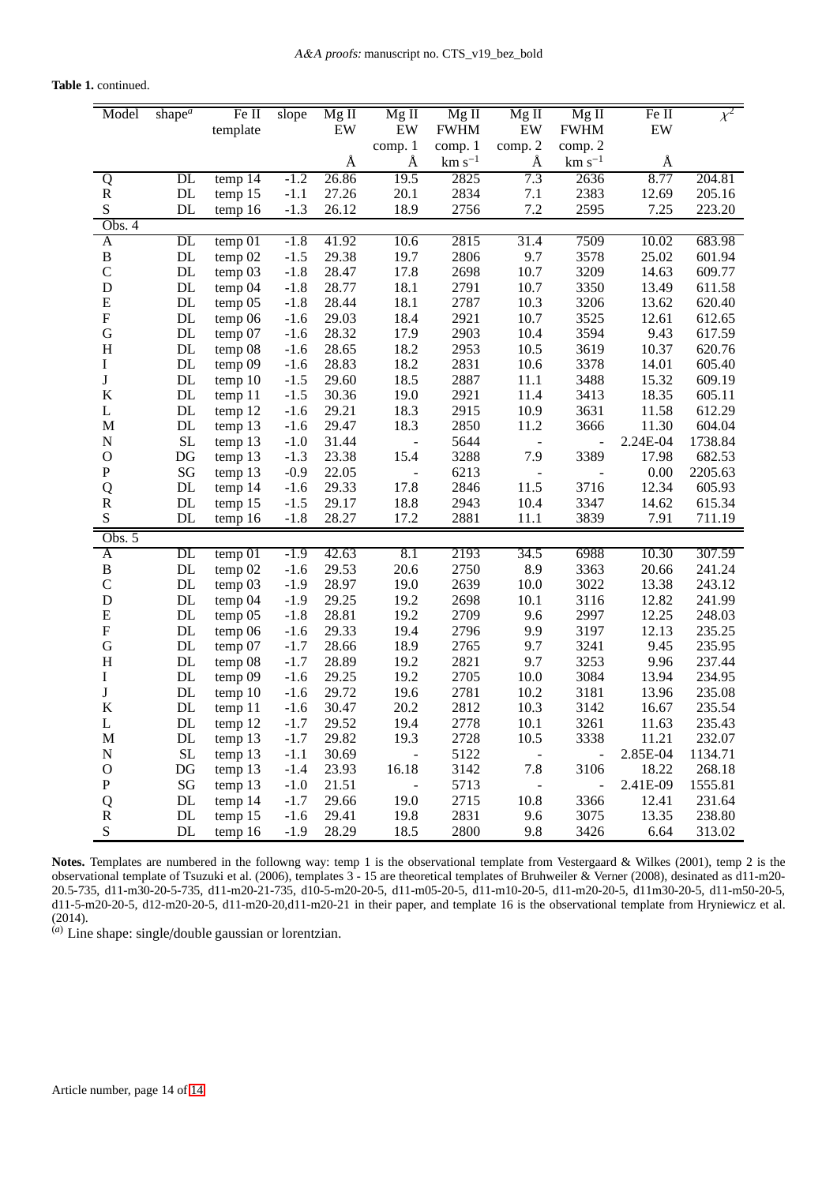**Table 1.** continued.

| Model | shape[a] | Fe II template | slope | Mg II EW | Mg II EW comp. 1 | Mg II FWHM comp. 1 | Mg II EW comp. 2 | Mg II FWHM comp. 2 | Fe II EW | $\chi^2$ |
|---|---|---|---|---|---|---|---|---|---|---|
| | | | | Å | Å | km s$^{-1}$ | Å | km s$^{-1}$ | Å | |
| Q | DL | temp 14 | -1.2 | 26.86 | 19.5 | 2825 | 7.3 | 2636 | 8.77 | 204.81 |
| R | DL | temp 15 | -1.1 | 27.26 | 20.1 | 2834 | 7.1 | 2383 | 12.69 | 205.16 |
| S | DL | temp 16 | -1.3 | 26.12 | 18.9 | 2756 | 7.2 | 2595 | 7.25 | 223.20 |
| Obs. 4 | | | | | | | | | | |
| A | DL | temp 01 | -1.8 | 41.92 | 10.6 | 2815 | 31.4 | 7509 | 10.02 | 683.98 |
| B | DL | temp 02 | -1.5 | 29.38 | 19.7 | 2806 | 9.7 | 3578 | 25.02 | 601.94 |
| C | DL | temp 03 | -1.8 | 28.47 | 17.8 | 2698 | 10.7 | 3209 | 14.63 | 609.77 |
| D | DL | temp 04 | -1.8 | 28.77 | 18.1 | 2791 | 10.7 | 3350 | 13.49 | 611.58 |
| E | DL | temp 05 | -1.8 | 28.44 | 18.1 | 2787 | 10.3 | 3206 | 13.62 | 620.40 |
| F | DL | temp 06 | -1.6 | 29.03 | 18.4 | 2921 | 10.7 | 3525 | 12.61 | 612.65 |
| G | DL | temp 07 | -1.6 | 28.32 | 17.9 | 2903 | 10.4 | 3594 | 9.43 | 617.59 |
| H | DL | temp 08 | -1.6 | 28.65 | 18.2 | 2953 | 10.5 | 3619 | 10.37 | 620.76 |
| I | DL | temp 09 | -1.6 | 28.83 | 18.2 | 2831 | 10.6 | 3378 | 14.01 | 605.40 |
| J | DL | temp 10 | -1.5 | 29.60 | 18.5 | 2887 | 11.1 | 3488 | 15.32 | 609.19 |
| K | DL | temp 11 | -1.5 | 30.36 | 19.0 | 2921 | 11.4 | 3413 | 18.35 | 605.11 |
| L | DL | temp 12 | -1.6 | 29.21 | 18.3 | 2915 | 10.9 | 3631 | 11.58 | 612.29 |
| M | DL | temp 13 | -1.6 | 29.47 | 18.3 | 2850 | 11.2 | 3666 | 11.30 | 604.04 |
| N | SL | temp 13 | -1.0 | 31.44 | - | 5644 | - | - | 2.24E-04 | 1738.84 |
| O | DG | temp 13 | -1.3 | 23.38 | 15.4 | 3288 | 7.9 | 3389 | 17.98 | 682.53 |
| P | SG | temp 13 | -0.9 | 22.05 | - | 6213 | - | - | 0.00 | 2205.63 |
| Q | DL | temp 14 | -1.6 | 29.33 | 17.8 | 2846 | 11.5 | 3716 | 12.34 | 605.93 |
| R | DL | temp 15 | -1.5 | 29.17 | 18.8 | 2943 | 10.4 | 3347 | 14.62 | 615.34 |
| S | DL | temp 16 | -1.8 | 28.27 | 17.2 | 2881 | 11.1 | 3839 | 7.91 | 711.19 |
| Obs. 5 | | | | | | | | | | |
| A | DL | temp 01 | -1.9 | 42.63 | 8.1 | 2193 | 34.5 | 6988 | 10.30 | 307.59 |
| B | DL | temp 02 | -1.6 | 29.53 | 20.6 | 2750 | 8.9 | 3363 | 20.66 | 241.24 |
| C | DL | temp 03 | -1.9 | 28.97 | 19.0 | 2639 | 10.0 | 3022 | 13.38 | 243.12 |
| D | DL | temp 04 | -1.9 | 29.25 | 19.2 | 2698 | 10.1 | 3116 | 12.82 | 241.99 |
| E | DL | temp 05 | -1.8 | 28.81 | 19.2 | 2709 | 9.6 | 2997 | 12.25 | 248.03 |
| F | DL | temp 06 | -1.6 | 29.33 | 19.4 | 2796 | 9.9 | 3197 | 12.13 | 235.25 |
| G | DL | temp 07 | -1.7 | 28.66 | 18.9 | 2765 | 9.7 | 3241 | 9.45 | 235.95 |
| H | DL | temp 08 | -1.7 | 28.89 | 19.2 | 2821 | 9.7 | 3253 | 9.96 | 237.44 |
| I | DL | temp 09 | -1.6 | 29.25 | 19.2 | 2705 | 10.0 | 3084 | 13.94 | 234.95 |
| J | DL | temp 10 | -1.6 | 29.72 | 19.6 | 2781 | 10.2 | 3181 | 13.96 | 235.08 |
| K | DL | temp 11 | -1.6 | 30.47 | 20.2 | 2812 | 10.3 | 3142 | 16.67 | 235.54 |
| L | DL | temp 12 | -1.7 | 29.52 | 19.4 | 2778 | 10.1 | 3261 | 11.63 | 235.43 |
| M | DL | temp 13 | -1.7 | 29.82 | 19.3 | 2728 | 10.5 | 3338 | 11.21 | 232.07 |
| N | SL | temp 13 | -1.1 | 30.69 | - | 5122 | - | - | 2.85E-04 | 1134.71 |
| O | DG | temp 13 | -1.4 | 23.93 | 16.18 | 3142 | 7.8 | 3106 | 18.22 | 268.18 |
| P | SG | temp 13 | -1.0 | 21.51 | - | 5713 | - | - | 2.41E-09 | 1555.81 |
| Q | DL | temp 14 | -1.7 | 29.66 | 19.0 | 2715 | 10.8 | 3366 | 12.41 | 231.64 |
| R | DL | temp 15 | -1.6 | 29.41 | 19.8 | 2831 | 9.6 | 3075 | 13.35 | 238.80 |
| S | DL | temp 16 | -1.9 | 28.29 | 18.5 | 2800 | 9.8 | 3426 | 6.64 | 313.02 |

**Notes.** Templates are numbered in the followng way: temp 1 is the observational template from Vestergaard & Wilkes (2001), temp 2 is the observational template of Tsuzuki et al. (2006), templates 3 - 15 are theoretical templates of Bruhweiler & Verner (2008), desinated as d11-m20-20.5-735, d11-m30-20-5-735, d11-m20-21-735, d10-5-m20-20-5, d11-m05-20-5, d11-m10-20-5, d11-m20-20-5, d11m30-20-5, d11-m50-20-5, d11-5-m20-20-5, d12-m20-20-5, d11-m20-20,d11-m20-21 in their paper, and template 16 is the observational template from Hryniewicz et al. (2014).

[a] Line shape: single/double gaussian or lorentzian.